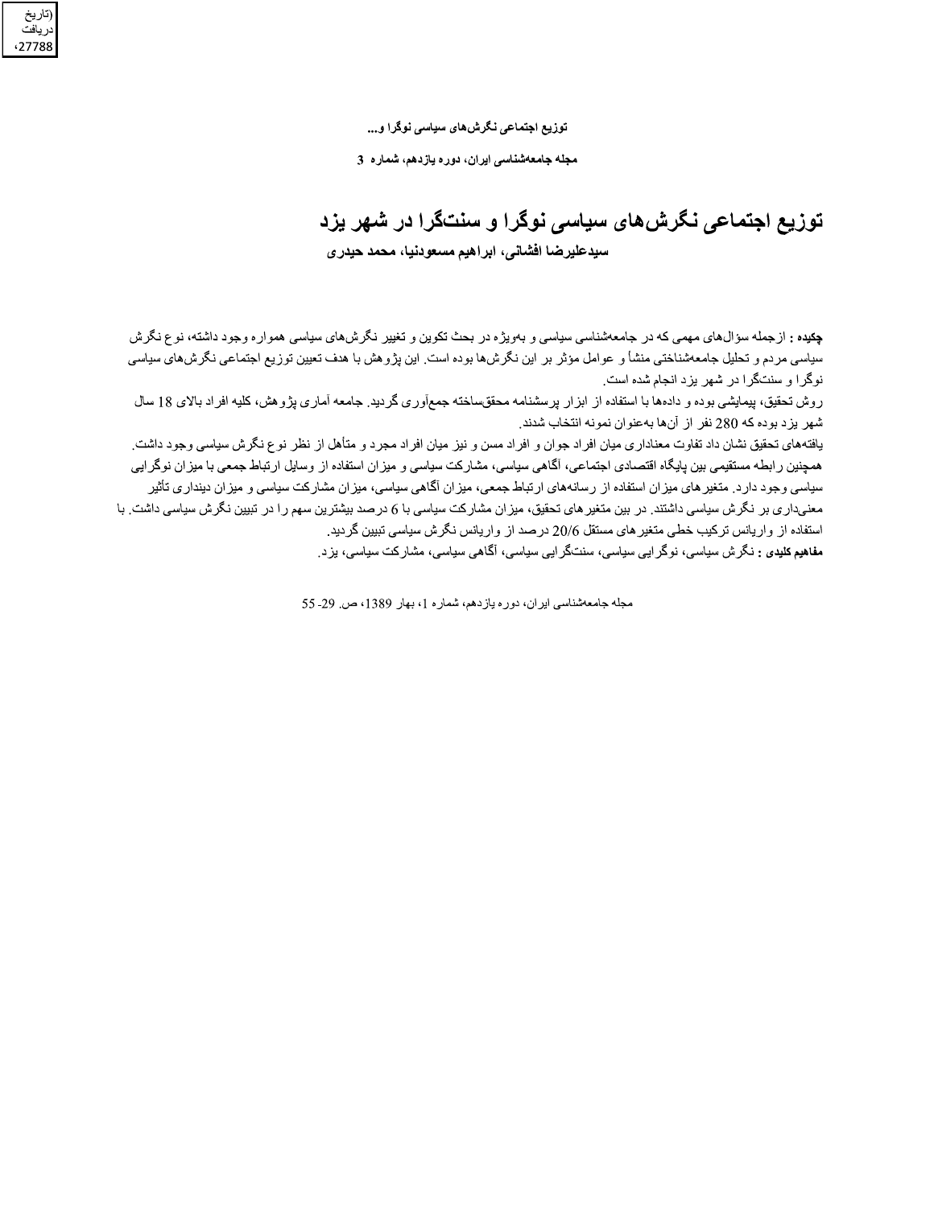# توزیع اجتماعی نگرش‌های سیاسی نوگرا و سنت‌گرا در شهر یزد

**سیدعلیرضا افشانی، ابراهیم مسعودنیا، محمد حیدری**

**چکیده :** ازجمله سؤال‌های مهمی که در جامعه‌شناسی سیاسی و به‌ویژه در بحث تکوین و تغییر نگرش‌های سیاسی همواره وجود داشته، نوع نگرش سیاسی مردم و تحلیل جامعه‌شناختی منشأ و عوامل مؤثر بر این نگرش‌ها بوده است. این پژوهش با هدف تعیین توزیع اجتماعی نگرش‌های سیاسی نوگرا و سنت‌گرا در شهر یزد انجام شده است.

روش تحقیق، پیمایشی بوده و داده‌ها با استفاده از ابزار پرسشنامه محقق‌ساخته جمع‌آوری گردید. جامعه آماری پژوهش، کلیه افراد بالای 18 سال شهر یزد بوده که 280 نفر از آن‌ها به‌عنوان نمونه انتخاب شدند.

یافته‌های تحقیق نشان داد تفاوت معناداری میان افراد جوان و افراد مسن و نیز میان افراد مجرد و متأهل از نظر نوع نگرش سیاسی وجود داشت. همچنین رابطه مستقیمی بین پایگاه اقتصادی اجتماعی، آگاهی سیاسی، مشارکت سیاسی و میزان استفاده از وسایل ارتباط جمعی با میزان نوگرایی سیاسی وجود دارد. متغیرهای میزان استفاده از رسانه‌های ارتباط جمعی، میزان آگاهی سیاسی، میزان مشارکت سیاسی و میزان دینداری تأثیر معنی‌داری بر نگرش سیاسی داشتند. در بین متغیرهای تحقیق، میزان مشارکت سیاسی با 6 درصد بیشترین سهم را در تبیین نگرش سیاسی داشت. با استفاده از واریانس ترکیب خطی متغیرهای مستقل 20/6 درصد از واریانس نگرش سیاسی تبیین گردید.

**مفاهیم کلیدی :** نگرش سیاسی، نوگرایی سیاسی، سنت‌گرایی سیاسی، آگاهی سیاسی، مشارکت سیاسی، یزد.

مجله جامعه‌شناسی ایران، دوره یازدهم، شماره 1، بهار 1389، ص. 29-55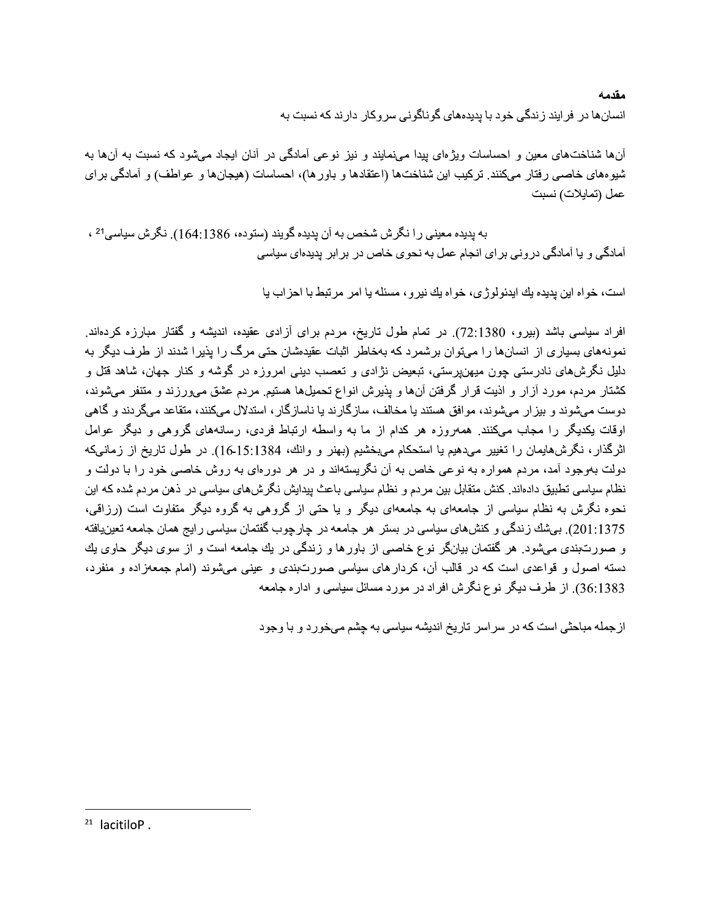**مقدمه**

انسان‌ها در فرایند زندگی خود با پدیده‌های گوناگونی سروکار دارند که نسبت به

آن‌ها شناخت‌های معین و احساسات ویژه‌ای پیدا می‌نمایند و نیز نوعی آمادگی در آنان ایجاد می‌شود که نسبت به آن‌ها به شیوه‌های خاصی رفتار می‌کنند. ترکیب این شناخت‌ها (اعتقادها و باورها)، احساسات (هیجان‌ها و عواطف) و آمادگی برای عمل (تمایلات) نسبت

به پدیده معینی را نگرش شخص به آن پدیده گویند (ستوده، 164:1386). نگرش سیاسی[21] ،
آمادگی و یا آمادگی درونی برای انجام عمل به نحوی خاص در برابر پدیده‌ای سیاسی

است، خواه این پدیده یك ایدئولوژی، خواه یك نیرو، مسئله یا امر مرتبط با احزاب یا

افراد سیاسی باشد (بیرو، 72:1380). در تمام طول تاریخ، مردم برای آزادی عقیده، اندیشه و گفتار مبارزه کرده‌اند. نمونه‌های بسیاری از انسان‌ها را می‌توان برشمرد که به‌خاطر اثبات عقیده‌شان حتی مرگ را پذیرا شدند از طرف دیگر به دلیل نگرش‌های نادرستی چون میهن‌پرستی، تبعیض نژادی و تعصب دینی امروزه در گوشه و کنار جهان، شاهد قتل و کشتار مردم، مورد آزار و اذیت قرار گرفتن آن‌ها و پذیرش انواع تحمیل‌ها هستیم. مردم عشق می‌ورزند و متنفر می‌شوند، دوست می‌شوند و بیزار می‌شوند، موافق هستند یا مخالف، سازگارند یا ناسازگار، استدلال می‌کنند، متقاعد می‌گردند و گاهی اوقات یکدیگر را مجاب می‌کنند. همه‌روزه هر کدام از ما به واسطه ارتباط فردی، رسانه‌های گروهی و دیگر عوامل اثرگذار، نگرش‌هایمان را تغییر می‌دهیم یا استحکام می‌بخشیم (بهنر و وانك، 1384:15-16). در طول تاریخ از زمانی‌که دولت به‌وجود آمد، مردم همواره به نوعی خاص به آن نگریسته‌اند و در هر دوره‌ای به روش خاصی خود را با دولت و نظام سیاسی تطبیق داده‌اند. کنش متقابل بین مردم و نظام سیاسی باعث پیدایش نگرش‌های سیاسی در ذهن مردم شده که این نحوه نگرش به نظام سیاسی از جامعه‌ای به جامعه‌ای دیگر و یا حتی از گروهی به گروه دیگر متفاوت است (رزاقی، 201:1375). بی‌شك زندگی و کنش‌های سیاسی در بستر هر جامعه در چارچوب گفتمان سیاسی رایج همان جامعه تعین‌یافته و صورت‌بندی می‌شود. هر گفتمان بیانگر نوع خاصی از باورها و زندگی در یك جامعه است و از سوی دیگر حاوی یك دسته اصول و قواعدی است که در قالب آن، کردارهای سیاسی صورت‌بندی و عینی می‌شوند (امام جمعه‌زاده و منفرد، 36:1383). از طرف دیگر نوع نگرش افراد در مورد مسائل سیاسی و اداره جامعه

ازجمله مباحثی است که در سراسر تاریخ اندیشه سیاسی به چشم می‌خورد و با وجود

---

[21] lacitiloP .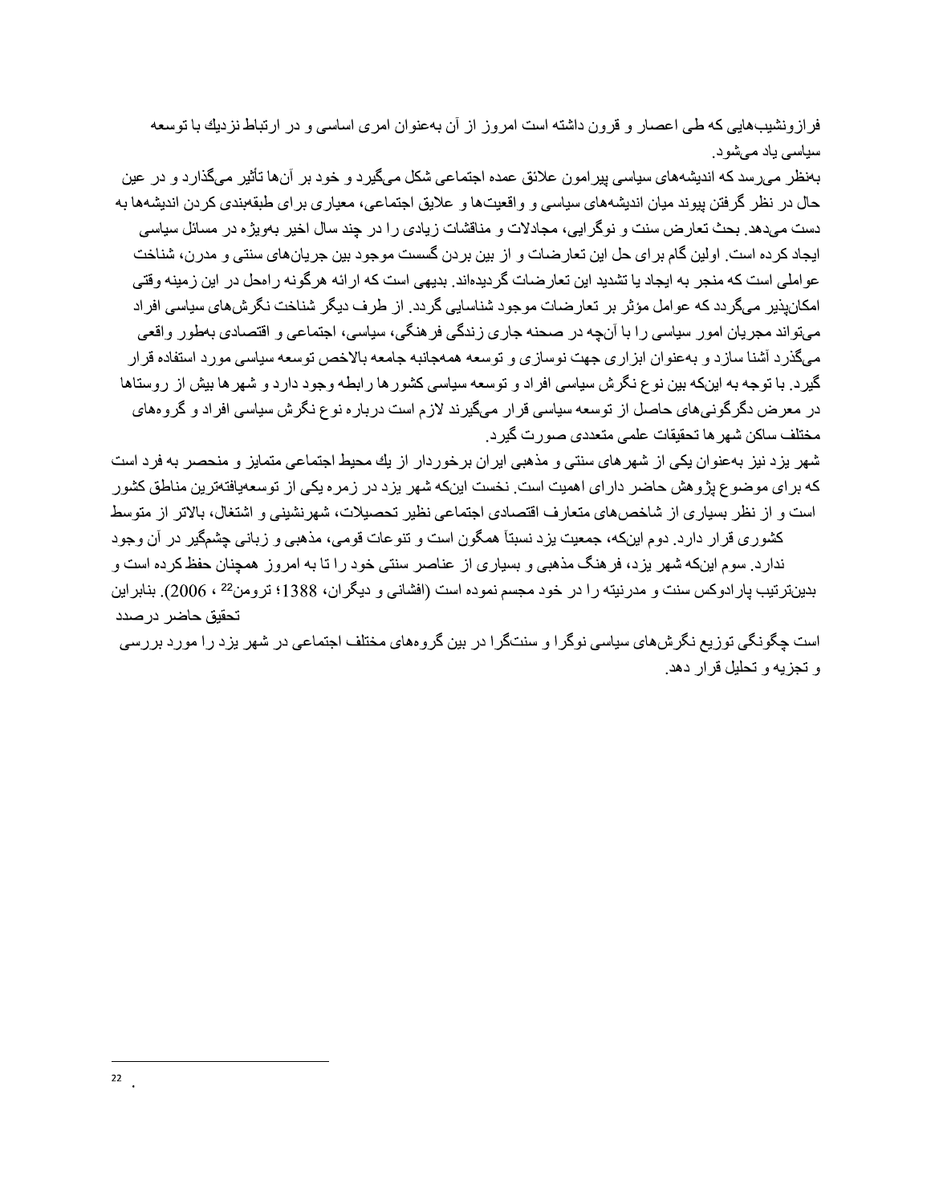فرازونشیب‌هایی که طی اعصار و قرون داشته است امروز از آن به‌عنوان امری اساسی و در ارتباط نزدیك با توسعه سیاسی یاد می‌شود.

به‌نظر می‌رسد که اندیشه‌های سیاسی پیرامون علائق عمده اجتماعی شکل می‌گیرد و خود بر آن‌ها تأثیر می‌گذارد و در عین حال در نظر گرفتن پیوند میان اندیشه‌های سیاسی و واقعیت‌ها و علایق اجتماعی، معیاری برای طبقه‌بندی کردن اندیشه‌ها به دست می‌دهد. بحث تعارض سنت و نوگرایی، مجادلات و مناقشات زیادی را در چند سال اخیر به‌ویژه در مسائل سیاسی ایجاد کرده است. اولین گام برای حل این تعارضات و از بین بردن گسست موجود بین جریان‌های سنتی و مدرن، شناخت عواملی است که منجر به ایجاد یا تشدید این تعارضات گردیده‌اند. بدیهی است که ارائه هرگونه راه‌حل در این زمینه وقتی امکان‌پذیر می‌گردد که عوامل مؤثر بر تعارضات موجود شناسایی گردد. از طرف دیگر شناخت نگرش‌های سیاسی افراد می‌تواند مجریان امور سیاسی را با آن‌چه در صحنه جاری زندگی فرهنگی، سیاسی، اجتماعی و اقتصادی به‌طور واقعی می‌گذرد آشنا سازد و به‌عنوان ابزاری جهت نوسازی و توسعه همه‌جانبه جامعه بالاخص توسعه سیاسی مورد استفاده قرار گیرد. با توجه به این‌که بین نوع نگرش سیاسی افراد و توسعه سیاسی کشورها رابطه وجود دارد و شهرها بیش از روستاها در معرض دگرگونی‌های حاصل از توسعه سیاسی قرار می‌گیرند لازم است درباره نوع نگرش سیاسی افراد و گروه‌های مختلف ساکن شهرها تحقیقات علمی متعددی صورت گیرد.

شهر یزد نیز به‌عنوان یکی از شهرهای سنتی و مذهبی ایران برخوردار از یك محیط اجتماعی متمایز و منحصر به فرد است که برای موضوع پژوهش حاضر دارای اهمیت است. نخست این‌که شهر یزد در زمره یکی از توسعه‌یافته‌ترین مناطق کشور است و از نظر بسیاری از شاخص‌های متعارف اقتصادی اجتماعی نظیر تحصیلات، شهرنشینی و اشتغال، بالاتر از متوسط کشوری قرار دارد. دوم این‌که، جمعیت یزد نسبتاً همگون است و تنوعات قومی، مذهبی و زبانی چشمگیر در آن وجود ندارد. سوم این‌که شهر یزد، فرهنگ مذهبی و بسیاری از عناصر سنتی خود را تا به امروز همچنان حفظ کرده است و بدین‌ترتیب پارادوکس سنت و مدرنیته را در خود مجسم نموده است (افشانی و دیگران، 1388؛ ترومن[22] ، 2006). بنابراین تحقیق حاضر درصدد است چگونگی توزیع نگرش‌های سیاسی نوگرا و سنت‌گرا در بین گروه‌های مختلف اجتماعی در شهر یزد را مورد بررسی و تجزیه و تحلیل قرار دهد.

---

[22] .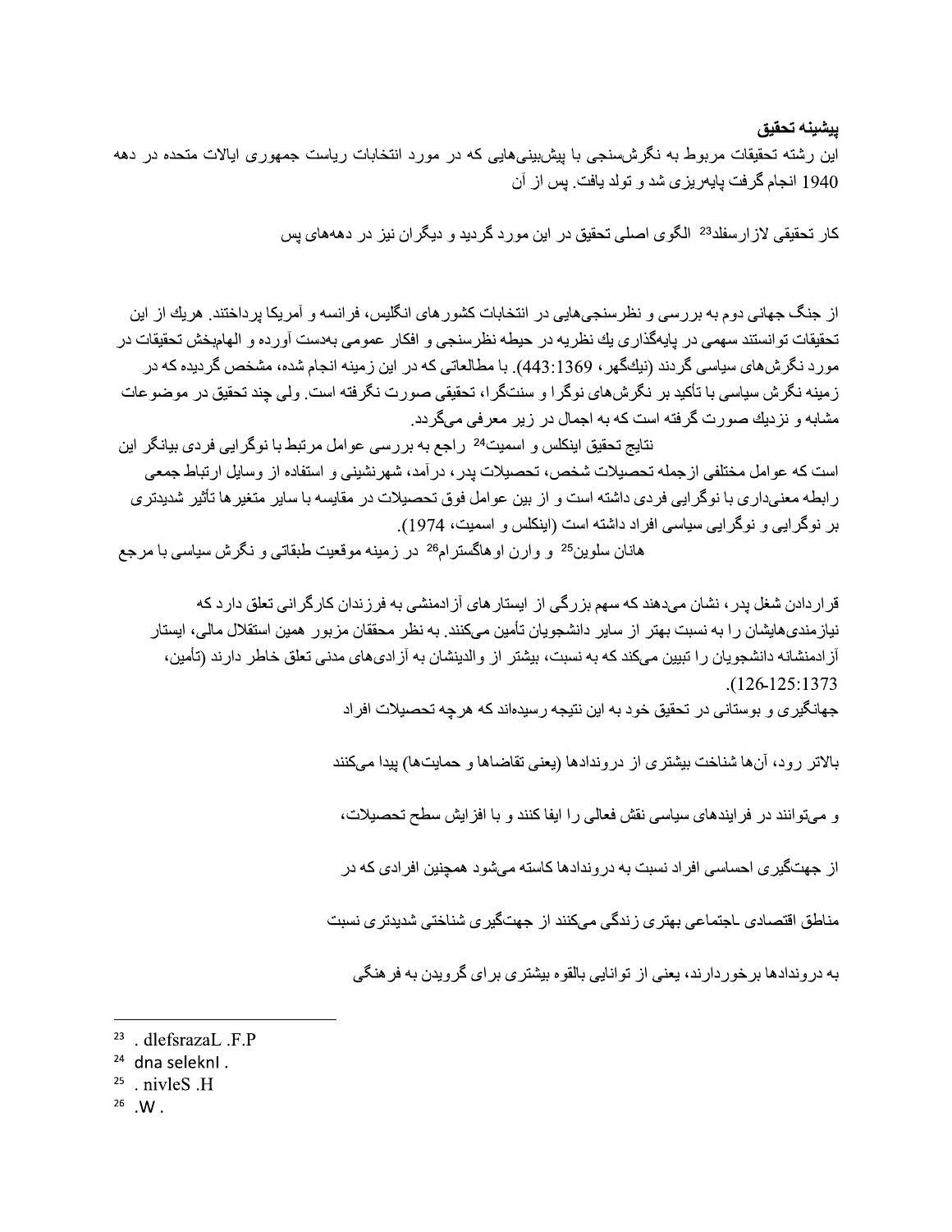**پیشینه تحقیق**

این رشته تحقیقات مربوط به نگرش‌سنجی با پیش‌بینی‌هایی که در مورد انتخابات ریاست جمهوری ایالات متحده در دهه 1940 انجام گرفت پایه‌ریزی شد و تولد یافت. پس از آن

کار تحقیقی لازارسفلد[23] الگوی اصلی تحقیق در این مورد گردید و دیگران نیز در دهه‌های پس

از جنگ جهانی دوم به بررسی و نظرسنجی‌هایی در انتخابات کشورهای انگلیس، فرانسه و آمریکا پرداختند. هریك از این تحقیقات توانستند سهمی در پایه‌گذاری يك نظریه در حیطه نظرسنجی و افکار عمومی به‌دست آورده و الهام‌بخش تحقیقات در مورد نگرش‌های سیاسی گردند (نیك‌گهر، 1369:443). با مطالعاتی که در این زمینه انجام شده، مشخص گردیده که در زمینه نگرش سیاسی با تأکید بر نگرش‌های نوگرا و سنت‌گرا، تحقیقی صورت نگرفته است. ولی چند تحقیق در موضوعات مشابه و نزديك صورت گرفته است که به اجمال در زیر معرفی می‌گردد.

نتایج تحقیق اینکلس و اسمیت[24] راجع به بررسی عوامل مرتبط با نوگرایی فردی بیانگر این است که عوامل مختلفی ازجمله تحصیلات شخص، تحصیلات پدر، درآمد، شهرنشینی و استفاده از وسایل ارتباط جمعی رابطه معنی‌داری با نوگرایی فردی داشته است و از بین عوامل فوق تحصیلات در مقایسه با سایر متغیرها تأثیر شدیدتری بر نوگرایی و نوگرایی سیاسی افراد داشته است (اینکلس و اسمیت، 1974).

هانان سلوین[25] و وارن اوهاگسترام[26] در زمینه موقعیت طبقاتی و نگرش سیاسی با مرجع

قراردادن شغل پدر، نشان می‌دهند که سهم بزرگی از ایستارهای آزادمنشی به فرزندان کارگرانی تعلق دارد که نیازمندی‌هایشان را به نسبت بهتر از سایر دانشجویان تأمین می‌کنند. به نظر محققان مزبور همین استقلال مالی، ایستار آزادمنشانه دانشجویان را تبیین می‌کند که به نسبت، بیشتر از والدینشان به آزادی‌های مدنی تعلق خاطر دارند (تأمین، 1373:125-126).

جهانگیری و بوستانی در تحقیق خود به این نتیجه رسیده‌اند که هرچه تحصیلات افراد

بالاتر رود، آن‌ها شناخت بیشتری از درون‌دادها (یعنی تقاضاها و حمایت‌ها) پیدا می‌کنند

و می‌توانند در فرایندهای سیاسی نقش فعالی را ایفا کنند و با افزایش سطح تحصیلات،

از جهت‌گیری احساسی افراد نسبت به درون‌دادها کاسته می‌شود همچنین افرادی که در

مناطق اقتصادی ـاجتماعی بهتری زندگی می‌کنند از جهت‌گیری شناختی شدیدتری نسبت

به درون‌دادها برخوردارند، یعنی از توانایی بالقوه بیشتری برای گرویدن به فرهنگی

---

[23] . dlefsrazaL .F.P

[24] dna selekn I .

[25] . nivleS .H

[26] .W .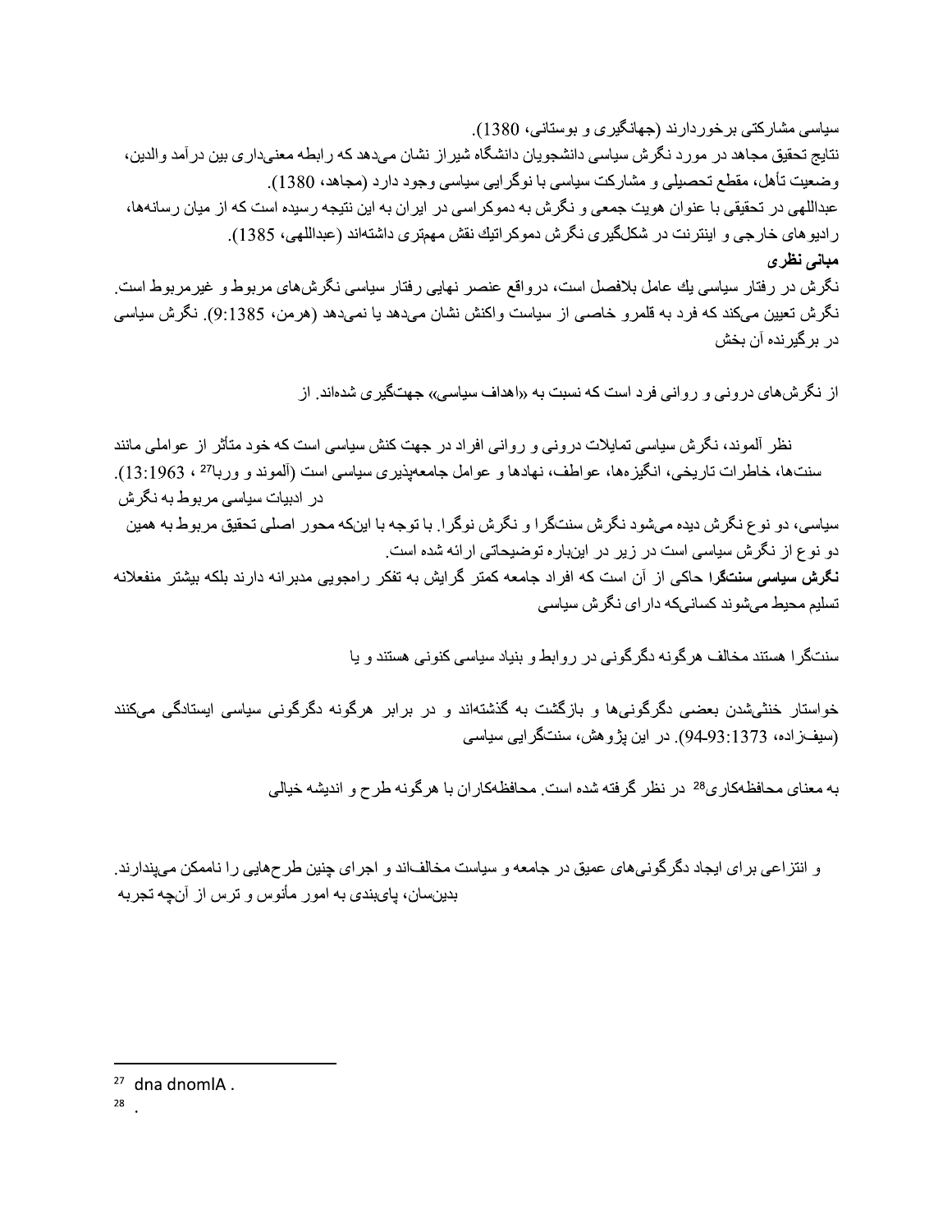سیاسی مشارکتی برخوردارند (جهانگیری و بوستانی، 1380).

نتایج تحقیق مجاهد در مورد نگرش سیاسی دانشجویان دانشگاه شیراز نشان می‌دهد که رابطه معنی‌داری بین درآمد والدین، وضعیت تأهل، مقطع تحصیلی و مشارکت سیاسی با نوگرایی سیاسی وجود دارد (مجاهد، 1380).

عبداللهی در تحقیقی با عنوان هویت جمعی و نگرش به دموکراسی در ایران به این نتیجه رسیده است که از میان رسانه‌ها، رادیوهای خارجی و اینترنت در شکل‌گیری نگرش دموکراتیك نقش مهمتری داشته‌اند (عبداللهی، 1385).

**مبانی نظری**

نگرش در رفتار سیاسی يك عامل بلافصل است، درواقع عنصر نهایی رفتار سیاسی نگرش‌های مربوط و غیرمربوط است. نگرش تعیین می‌کند که فرد به قلمرو خاصی از سیاست واکنش نشان می‌دهد یا نمی‌دهد (هرمن، 1385:9). نگرش سیاسی در برگیرنده آن بخش

از نگرش‌های درونی و روانی فرد است که نسبت به «اهداف سیاسی» جهت‌گیری شده‌اند. از

نظر آلموند، نگرش سیاسی تمایلات درونی و روانی افراد در جهت کنش سیاسی است که خود متأثر از عواملی مانند سنت‌ها، خاطرات تاریخی، انگیزه‌ها، عواطف، نهادها و عوامل جامعه‌پذیری سیاسی است (آلموند و وربا[27]، 1963:13). در ادبیات سیاسی مربوط به نگرش

سیاسی، دو نوع نگرش دیده می‌شود نگرش سنتگرا و نگرش نوگرا. با توجه با اینکه محور اصلی تحقیق مربوط به همین دو نوع از نگرش سیاسی است در زیر در اینباره توضیحاتی ارائه شده است.

**نگرش سیاسی سنتگرا** حاکی از آن است که افراد جامعه کمتر گرایش به تفکر راهجویی مدبرانه دارند بلکه بیشتر منفعلانه تسلیم محیط می‌شوند کسانی‌که دارای نگرش سیاسی

سنتگرا هستند مخالف هرگونه دگرگونی در روابط و بنیاد سیاسی کنونی هستند و یا

خواستار خنثی‌شدن بعضی دگرگونی‌ها و بازگشت به گذشته‌اند و در برابر هرگونه دگرگونی سیاسی ایستادگی می‌کنند (سیف‌زاده، 1373:93-94). در این پژوهش، سنتگرایی سیاسی

به معنای محافظه‌کاری[28] در نظر گرفته شده است. محافظه‌کاران با هرگونه طرح و اندیشه خیالی

و انتزاعی برای ایجاد دگرگونی‌های عمیق در جامعه و سیاست مخالف‌اند و اجرای چنین طرح‌هایی را ناممکن می‌پندارند. بدین‌سان، پای‌بندی به امور مأنوس و ترس از آنچه تجربه

---

[27] dna dnomlA .

[28] .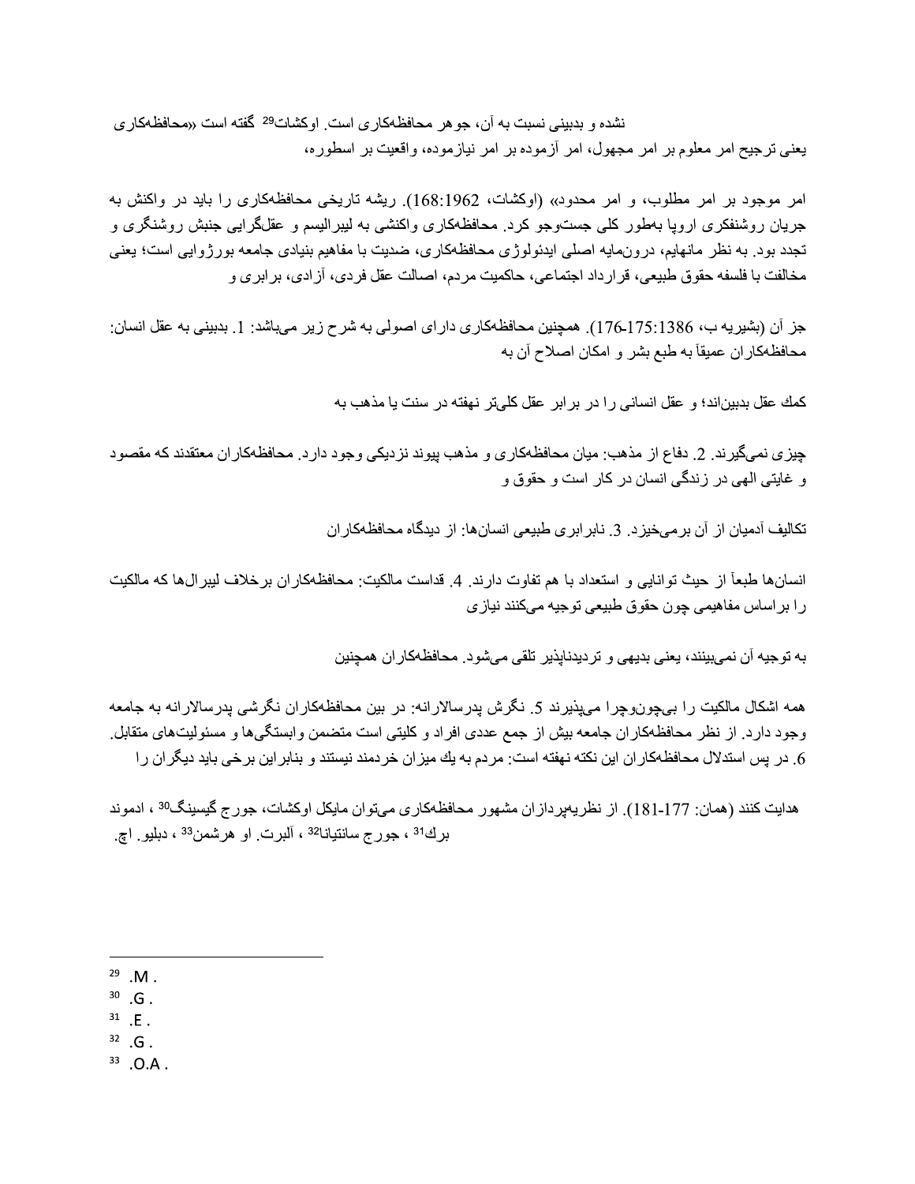نشده و بدبینی نسبت به آن، جوهر محافظه‌کاری است. اوکشات[29] گفته است «محافظه‌کاری یعنی ترجیح امر معلوم بر امر مجهول، امر آزموده بر امر نیازموده، واقعیت بر اسطوره،

امر موجود بر امر مطلوب، و امر محدود» (اوکشات، 1962:168). ریشه تاریخی محافظه‌کاری را باید در واکنش به جریان روشنفکری اروپا به‌طور کلی جست‌وجو کرد. محافظه‌کاری واکنشی به لیبرالیسم و عقل‌گرایی جنبش روشنگری و تجدد بود. به نظر مانهایم، درون‌مایه اصلی ایدئولوژی محافظه‌کاری، ضدیت با مفاهیم بنیادی جامعه بورژوایی است؛ یعنی مخالفت با فلسفه حقوق طبیعی، قرارداد اجتماعی، حاکمیت مردم، اصالت عقل فردی، آزادی، برابری و

جز آن (بشیریه ب، 1386:175-176). همچنین محافظه‌کاری دارای اصولی به شرح زیر می‌باشد: 1. بدبینی به عقل انسان: محافظه‌کاران عمیقاً به طبع بشر و امکان اصلاح آن به

كمك عقل بدبین‌اند؛ و عقل انسانی را در برابر عقل کلی‌تر نهفته در سنت یا مذهب به

چیزی نمی‌گیرند. 2. دفاع از مذهب: میان محافظه‌کاری و مذهب پیوند نزدیکی وجود دارد. محافظه‌کاران معتقدند که مقصود و غایتی الهی در زندگی انسان در کار است و حقوق و

تکالیف آدمیان از آن برمی‌خیزد. 3. نابرابری طبیعی انسان‌ها: از دیدگاه محافظه‌کاران

انسان‌ها طبعاً از حیث توانایی و استعداد با هم تفاوت دارند. 4. قداست مالکیت: محافظه‌کاران برخلاف لیبرال‌ها که مالکیت را براساس مفاهیمی چون حقوق طبیعی توجیه می‌کنند نیازی

به توجیه آن نمی‌بینند، یعنی بدیهی و تردیدناپذیر تلقی می‌شود. محافظه‌کاران همچنین

همه اشکال مالکیت را بی‌چون‌وچرا می‌پذیرند 5. نگرش پدرسالارانه: در بین محافظه‌کاران نگرشی پدرسالارانه به جامعه وجود دارد. از نظر محافظه‌کاران جامعه بیش از جمع عددی افراد و کلیتی است متضمن وابستگی‌ها و مسئولیت‌های متقابل. 6. در پس استدلال محافظه‌کاران این نکته نهفته است: مردم به یك میزان خردمند نیستند و بنابراین برخی باید دیگران را

هدایت کنند (همان: 177-181). از نظریه‌پردازان مشهور محافظه‌کاری می‌توان مایکل اوکشات، جورج گیسینگ[30]، ادموند برك[31]، جورج سانتیانا[32]، آلبرت. او هرشمن[33]، دبلیو. اچ.

---

[29] .M .

[30] .G .

[31] .E .

[32] .G .

[33] .O.A .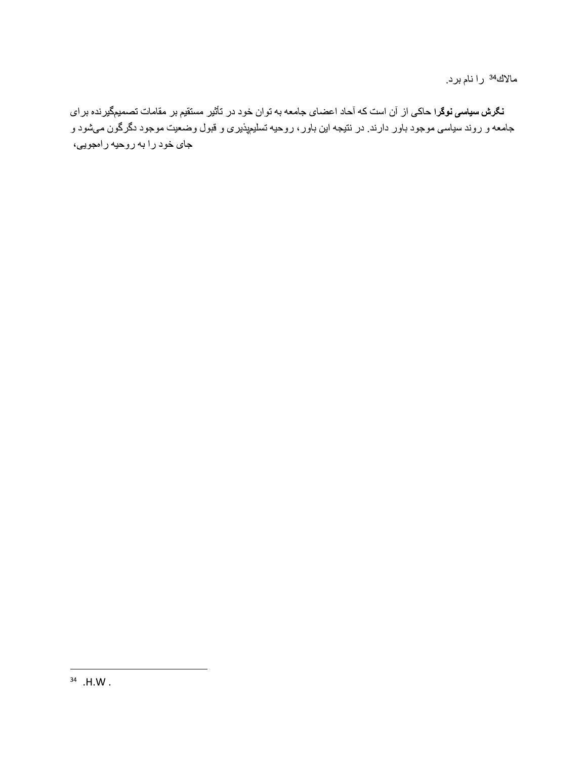مالاك[34] را نام برد.

**نگرش سیاسی نوگرا** حاکی از آن است که آحاد اعضای جامعه به توان خود در تأثیر مستقیم بر مقامات تصمیم‌گیرنده برای جامعه و روند سیاسی موجود باور دارند. در نتیجه این باور، روحیه تسلیم‌پذیری و قبول وضعیت موجود دگرگون می‌شود و جای خود را به روحیه راهجویی،

---

[34] .H.W .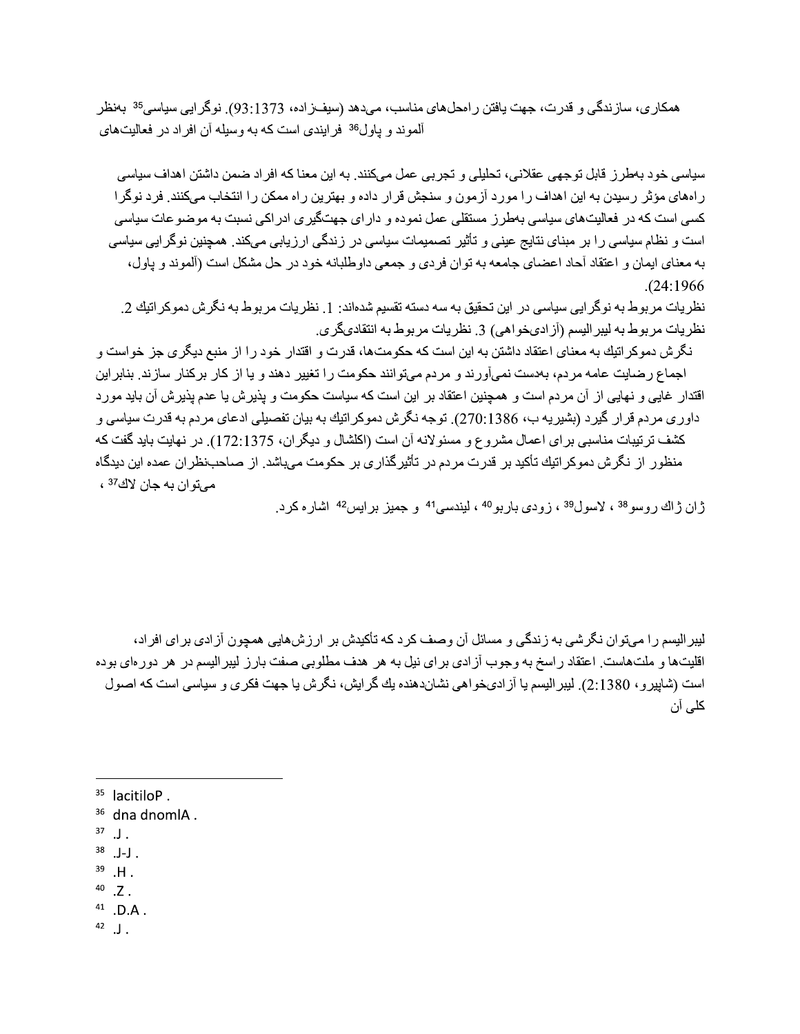همکاری، سازندگی و قدرت، جهت یافتن راه‌حل‌های مناسب، می‌دهد (سیف‌زاده، 93:1373). نوگرایی سیاسی[35] به‌نظر آلموند و پاول[36] فرایندی است که به وسیله آن افراد در فعالیت‌های

سیاسی خود به‌طرز قابل توجهی عقلانی، تحلیلی و تجربی عمل می‌کنند. به این معنا که افراد ضمن داشتن اهداف سیاسی راه‌های مؤثر رسیدن به این اهداف را مورد آزمون و سنجش قرار داده و بهترین راه ممکن را انتخاب می‌کنند. فرد نوگرا کسی است که در فعالیت‌های سیاسی به‌طرز مستقلی عمل نموده و دارای جهت‌گیری ادراکی نسبت به موضوعات سیاسی است و نظام سیاسی را بر مبنای نتایج عینی و تأثیر تصمیمات سیاسی در زندگی ارزیابی می‌کند. همچنین نوگرایی سیاسی به معنای ایمان و اعتقاد آحاد اعضای جامعه به توان فردی و جمعی داوطلبانه خود در حل مشکل است (آلموند و پاول، 24:1966).

نظریات مربوط به نوگرایی سیاسی در این تحقیق به سه دسته تقسیم شده‌اند: 1. نظریات مربوط به نگرش دموکراتیك 2. نظریات مربوط به لیبرالیسم (آزادی‌خواهی) 3. نظریات مربوط به انتقادی‌گری.

نگرش دموکراتیك به معنای اعتقاد داشتن به این است که حکومت‌ها، قدرت و اقتدار خود را از منبع دیگری جز خواست و اجماع رضایت عامه مردم، به‌دست نمی‌آورند و مردم می‌توانند حکومت را تغییر دهند و یا از کار برکنار سازند. بنابراین اقتدار غایی و نهایی از آن مردم است و همچنین اعتقاد بر این است که سیاست حکومت و پذیرش یا عدم پذیرش آن باید مورد داوری مردم قرار گیرد (بشیریه ب، 270:1386). توجه نگرش دموکراتیك به بیان تفصیلی ادعای مردم به قدرت سیاسی و کشف ترتیبات مناسبی برای اعمال مشروع و مسئولانه آن است (اکلشال و دیگران، 172:1375). در نهایت باید گفت که منظور از نگرش دموکراتیك تأکید بر قدرت مردم در تأثیرگذاری بر حکومت می‌باشد. از صاحب‌نظران عمده این دیدگاه می‌توان به جان لاك[37]، ژان ژاك روسو[38]، لاسول[39]، زودی باربو[40]، لیندسی[41] و جمیز برایس[42] اشاره کرد.

لیبرالیسم را می‌توان نگرشی به زندگی و مسائل آن وصف کرد که تأکیدش بر ارزش‌هایی همچون آزادی برای افراد، اقلیت‌ها و ملت‌هاست. اعتقاد راسخ به وجوب آزادی برای نیل به هر هدف مطلوبی صفت بارز لیبرالیسم در هر دوره‌ای بوده است (شاپیرو، 2:1380). لیبرالیسم یا آزادی‌خواهی نشان‌دهنده یك گرایش، نگرش یا جهت فکری و سیاسی است که اصول کلی آن

---

[35] lacitiloP .
[36] dna dnomlA .
[37] .J .
[38] .J-J .
[39] .H .
[40] .Z .
[41] .D.A .
[42] .J .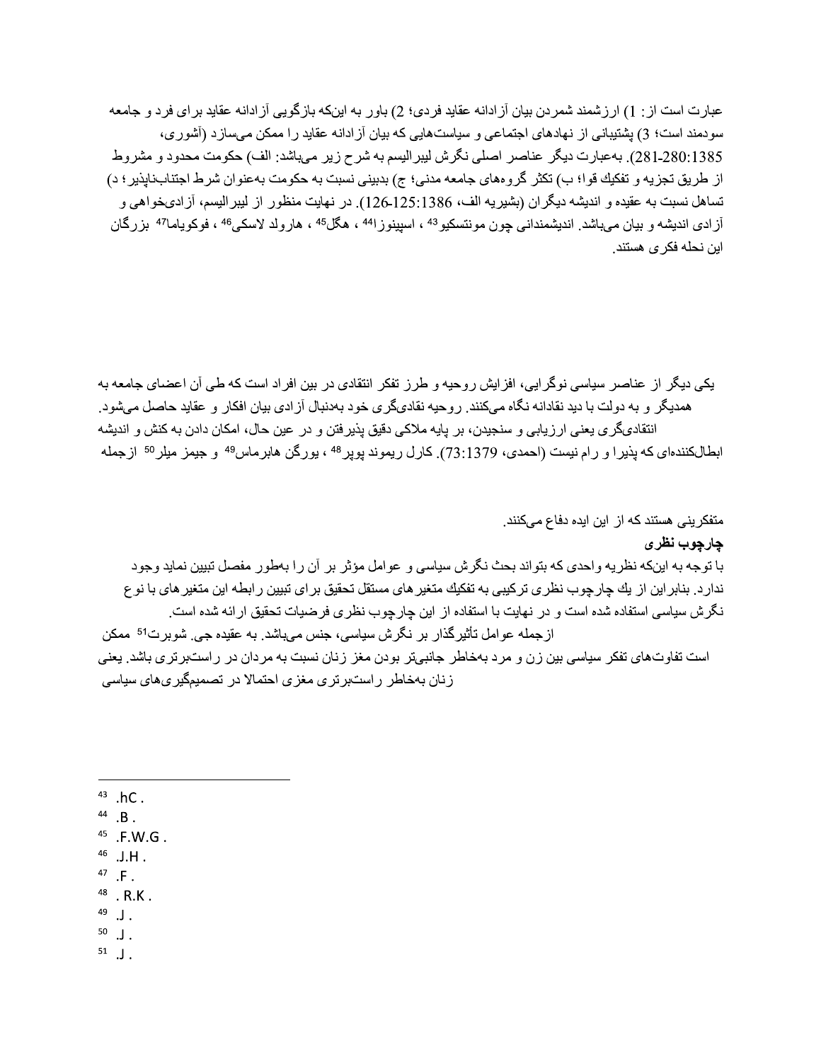عبارت است از: 1) ارزشمند شمردن بیان آزادانه عقاید فردی؛ 2) باور به اینکه بازگویی آزادانه عقاید برای فرد و جامعه سودمند است؛ 3) پشتیبانی از نهادهای اجتماعی و سیاست‌هایی که بیان آزادانه عقاید را ممکن می‌سازد (آشوری، 1385:280-281). به‌عبارت دیگر عناصر اصلی نگرش لیبرالیسم به شرح زیر می‌باشد: الف) حکومت محدود و مشروط از طریق تجزیه و تفکیك قوا؛ ب) تکثر گروه‌های جامعه مدنی؛ ج) بدبینی نسبت به حکومت به‌عنوان شرط اجتناب‌ناپذیر؛ د) تساهل نسبت به عقیده و اندیشه دیگران (بشیریه الف، 1386:125-126). در نهایت منظور از لیبرالیسم، آزادی‌خواهی و آزادی اندیشه و بیان می‌باشد. اندیشمندانی چون مونتسکیو[43] ، اسپینوزا[44] ، هگل[45] ، هارولد لاسکی[46] ، فوکویاما[47] بزرگان این نحله فکری هستند.

یکی دیگر از عناصر سیاسی نوگرایی، افزایش روحیه و طرز تفکر انتقادی در بین افراد است که طی آن اعضای جامعه به همدیگر و به دولت با دید نقادانه نگاه می‌کنند. روحیه نقادی‌گری خود به‌دنبال آزادی بیان افکار و عقاید حاصل می‌شود. انتقادی‌گری یعنی ارزیابی و سنجیدن، بر پایه ملاکی دقیق پذیرفتن و در عین حال، امکان دادن به کنش و اندیشه ابطال‌کننده‌ای که پذیرا و رام نیست (احمدی، 1379:73). کارل ریموند پوپر[48] ، یورگن هابرماس[49] و جیمز میلر[50] ازجمله متفکرینی هستند که از این ایده دفاع می‌کنند.

**چارچوب نظری**

با توجه به اینکه نظریه واحدی که بتواند بحث نگرش سیاسی و عوامل مؤثر بر آن را به‌طور مفصل تبیین نماید وجود ندارد. بنابراین از یك چارچوب نظری ترکیبی به تفکیك متغیرهای مستقل تحقیق برای تبیین رابطه این متغیرها با نوع نگرش سیاسی استفاده شده است و در نهایت با استفاده از این چارچوب نظری فرضیات تحقیق ارائه شده است.

ازجمله عوامل تأثیرگذار بر نگرش سیاسی، جنس می‌باشد. به عقیده جی. شوبرت[51] ممکن است تفاوت‌های تفکر سیاسی بین زن و مرد به‌خاطر جانبی‌تر بودن مغز زنان نسبت به مردان در راست‌برتری باشد. یعنی زنان به‌خاطر راست‌برتری مغزی احتمالا در تصمیم‌گیری‌های سیاسی

---

[43] .hC .

[44] .B .

[45] .F.W.G .

[46] .J.H .

[47] .F .

[48] . R.K .

[49] .J .

[50] .J .

[51] .J .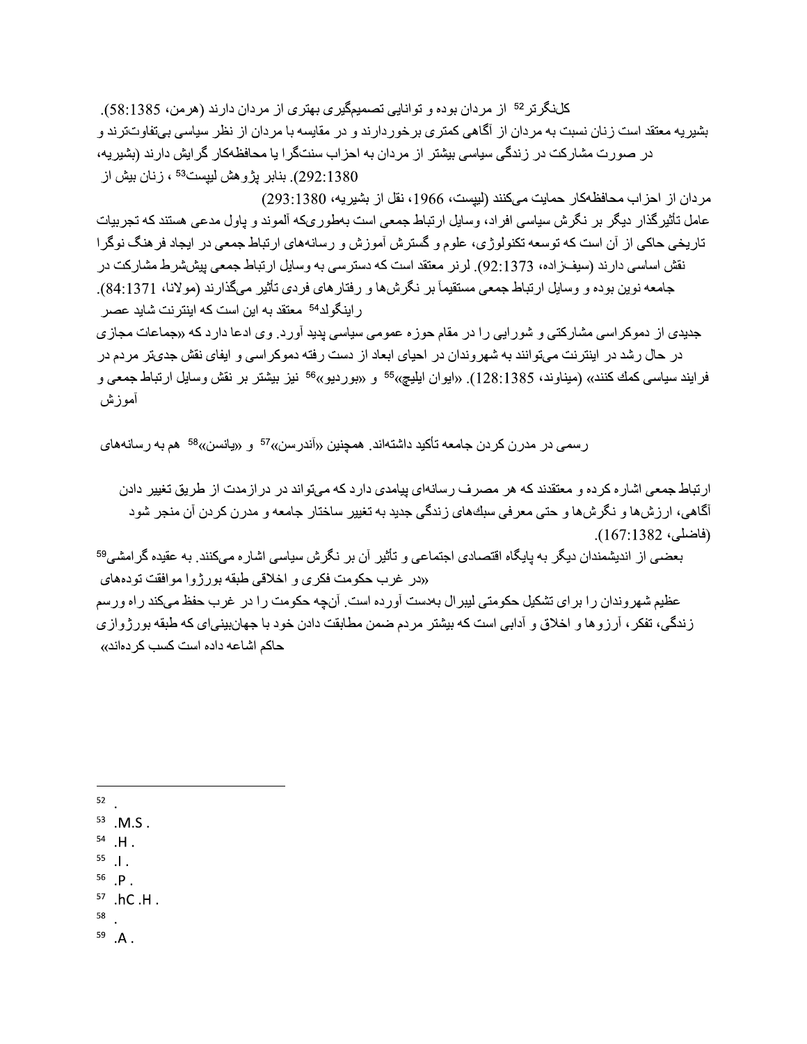کل‌نگرتر[52] از مردان بوده و توانایی تصمیم‌گیری بهتری از مردان دارند (هرمن، 58:1385).
بشیریه معتقد است زنان نسبت به مردان از آگاهی کمتری برخوردارند و در مقایسه با مردان از نظر سیاسی بی‌تفاوت‌ترند و در صورت مشارکت در زندگی سیاسی بیشتر از مردان به احزاب سنت‌گرا یا محافظه‌کار گرایش دارند (بشیریه، 292:1380). بنابر پژوهش لیپست[53]، زنان بیش از مردان از احزاب محافظه‌کار حمایت می‌کنند (لیپست، 1966، نقل از بشیریه، 293:1380)
عامل تأثیرگذار دیگر بر نگرش سیاسی افراد، وسایل ارتباط جمعی است به‌طوری‌که آلموند و پاول مدعی هستند که تجربیات تاریخی حاکی از آن است که توسعه تکنولوژی، علوم و گسترش آموزش و رسانه‌های ارتباط جمعی در ایجاد فرهنگ نوگرا نقش اساسی دارند (سیف‌زاده، 92:1373). لرنر معتقد است که دسترسی به وسایل ارتباط جمعی پیش‌شرط مشارکت در جامعه نوین بوده و وسایل ارتباط جمعی مستقیماً بر نگرش‌ها و رفتارهای فردی تأثیر می‌گذارند (مولانا، 84:1371). راینگولد[54] معتقد به این است که اینترنت شاید عصر جدیدی از دموکراسی مشارکتی و شورایی را در مقام حوزه عمومی سیاسی پدید آورد. وی ادعا دارد که «جماعات مجازی در حال رشد در اینترنت می‌توانند به شهروندان در احیای ابعاد از دست رفته دموکراسی و ایفای نقش جدی‌تر مردم در فرایند سیاسی کمك کنند» (میناوند، 128:1385). «ایوان ایلیچ»[55] و «بوردیو»[56] نیز بیشتر بر نقش وسایل ارتباط جمعی و آموزش

رسمی در مدرن کردن جامعه تأکید داشته‌اند. همچنین «آندرسن»[57] و «یانسن»[58] هم به رسانه‌های

ارتباط جمعی اشاره کرده و معتقدند که هر مصرف رسانه‌ای پیامدی دارد که می‌تواند در درازمدت از طریق تغییر دادن آگاهی، ارزش‌ها و نگرش‌ها و حتی معرفی سبك‌های زندگی جدید به تغییر ساختار جامعه و مدرن کردن آن منجر شود (فاضلی، 167:1382).
بعضی از اندیشمندان دیگر به پایگاه اقتصادی اجتماعی و تأثیر آن بر نگرش سیاسی اشاره می‌کنند. به عقیده گرامشی[59] «در غرب حکومت فکری و اخلاقی طبقه بورژوا موافقت توده‌های عظیم شهروندان را برای تشکیل حکومتی لیبرال به‌دست آورده است. آن‌چه حکومت را در غرب حفظ می‌کند راه ورسم زندگی، تفکر، آرزوها و اخلاق و آدابی است که بیشتر مردم ضمن مطابقت دادن خود با جهان‌بینی‌ای که طبقه بورژوازی حاکم اشاعه داده است کسب کرده‌اند»

---

52 .
53 .M.S .
54 .H .
55 .I .
56 .P .
57 .hC .H .
58 .
59 .A .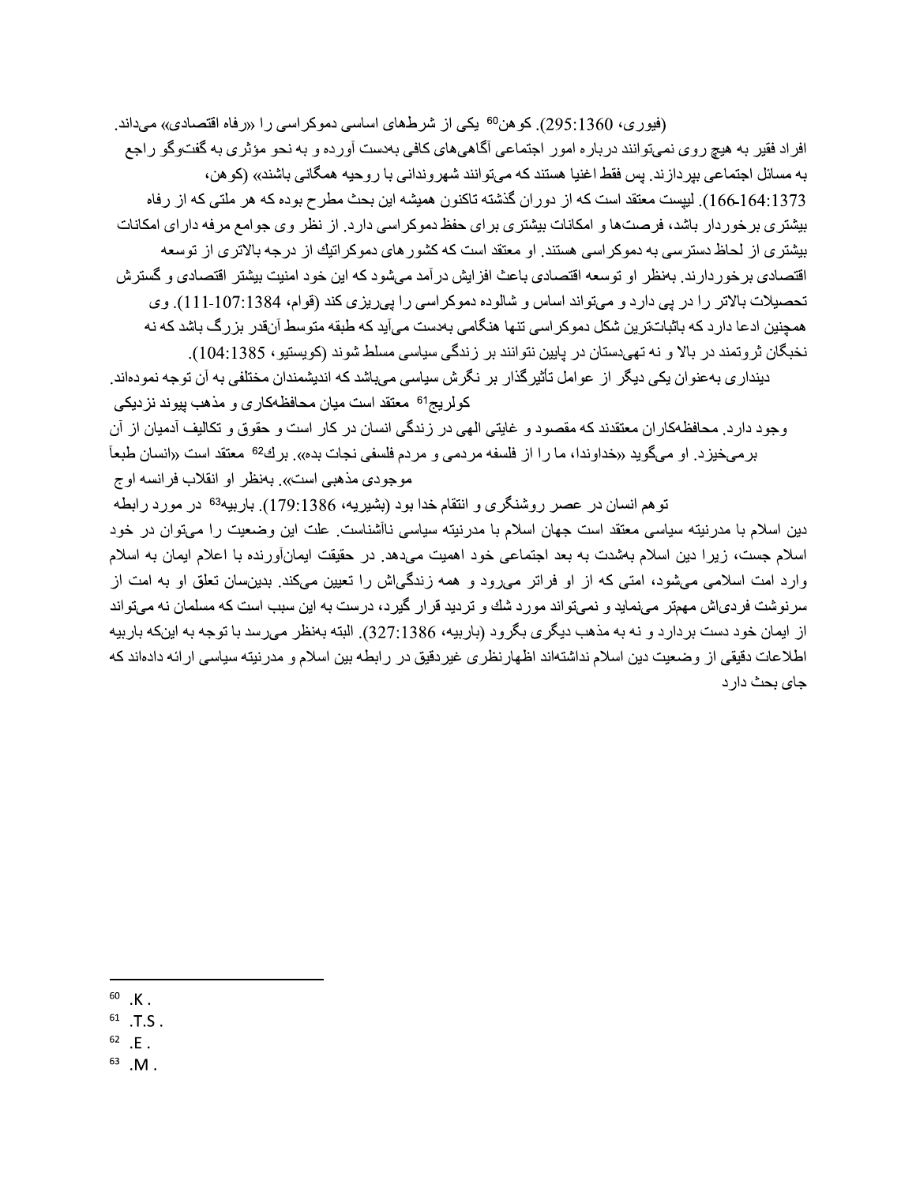(فیوری، 1360:295). کوهن[60] یکی از شرطهای اساسی دموکراسی را «رفاه اقتصادی» می‌داند. افراد فقیر به هیچ روی نمی‌توانند درباره امور اجتماعی آگاهی‌های کافی به‌دست آورده و به نحو مؤثری به گفت‌وگو راجع به مسائل اجتماعی بپردازند. پس فقط اغنیا هستند که می‌توانند شهروندانی با روحیه همگانی باشند» (کوهن، 1373:164-166). لیپست معتقد است که از دوران گذشته تاکنون همیشه این بحث مطرح بوده که هر ملتی که از رفاه بیشتری برخوردار باشد، فرصت‌ها و امکانات بیشتری برای حفظ دموکراسی دارد. از نظر وی جوامع مرفه دارای امکانات بیشتری از لحاظ دسترسی به دموکراسی هستند. او معتقد است که کشورهای دموکراتیك از درجه بالاتری از توسعه اقتصادی برخوردارند. به‌نظر او توسعه اقتصادی باعث افزایش درآمد می‌شود که این خود امنیت بیشتر اقتصادی و گسترش تحصیلات بالاتر را در پی دارد و می‌تواند اساس و شالوده دموکراسی را پی‌ریزی کند (قوام، 1384:107-111). وی همچنین ادعا دارد که باثبات‌ترین شکل دموکراسی تنها هنگامی به‌دست می‌آید که طبقه متوسط آن‌قدر بزرگ باشد که نه نخبگان ثروتمند در بالا و نه تهی‌دستان در پایین نتوانند بر زندگی سیاسی مسلط شوند (کویستیو، 1385:104).

دینداری به‌عنوان یکی دیگر از عوامل تأثیرگذار بر نگرش سیاسی می‌باشد که اندیشمندان مختلفی به آن توجه نموده‌اند. کولریج[61] معتقد است میان محافظه‌کاری و مذهب پیوند نزدیکی وجود دارد. محافظه‌کاران معتقدند که مقصود و غایتی الهی در زندگی انسان در کار است و حقوق و تکالیف آدمیان از آن برمی‌خیزد. او می‌گوید «خداوندا، ما را از فلسفه مردمی و مردم فلسفی نجات بده». برك[62] معتقد است «انسان طبعاً موجودی مذهبی است». به‌نظر او انقلاب فرانسه اوج توهم انسان در عصر روشنگری و انتقام خدا بود (بشیریه، 1386:179). باربیه[63] در مورد رابطه دین اسلام با مدرنیته سیاسی معتقد است جهان اسلام با مدرنیته سیاسی ناآشناست. علت این وضعیت را می‌توان در خود اسلام جست، زیرا دین اسلام به‌شدت به بعد اجتماعی خود اهمیت می‌دهد. در حقیقت ایمان‌آورنده با اعلام ایمان به اسلام وارد امت اسلامی می‌شود، امتی که از او فراتر می‌رود و همه زندگی‌اش را تعیین می‌کند. بدین‌سان تعلق او به امت از سرنوشت فردی‌اش مهم‌تر می‌نماید و نمی‌تواند مورد شك و تردید قرار گیرد، درست به این سبب است که مسلمان نه می‌تواند از ایمان خود دست بردارد و نه به مذهب دیگری بگرود (باربیه، 1386:327). البته به‌نظر می‌رسد با توجه به این‌که باربیه اطلاعات دقیقی از وضعیت دین اسلام نداشته‌اند اظهارنظری غیردقیق در رابطه بین اسلام و مدرنیته سیاسی ارائه داده‌اند که جای بحث دارد

---

[60] .K .

[61] .T.S .

[62] .E .

[63] .M .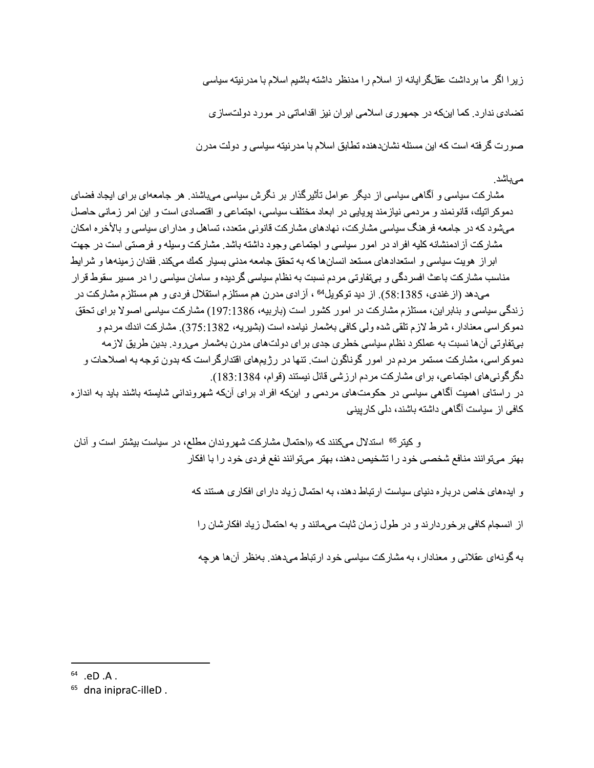زیرا اگر ما برداشت عقل‌گرایانه از اسلام را مدنظر داشته باشیم اسلام با مدرنیته سیاسی

تضادی ندارد. کما اینکه در جمهوری اسلامی ایران نیز اقداماتی در مورد دولت‌سازی

صورت گرفته است که این مسئله نشان‌دهنده تطابق اسلام با مدرنیته سیاسی و دولت مدرن

می‌باشد.

مشارکت سیاسی و آگاهی سیاسی از دیگر عوامل تأثیرگذار بر نگرش سیاسی می‌باشند. هر جامعه‌ای برای ایجاد فضای دموکراتیك، قانونمند و مردمی نیازمند پویایی در ابعاد مختلف سیاسی، اجتماعی و اقتصادی است و این امر زمانی حاصل می‌شود که در جامعه فرهنگ سیاسی مشارکت، نهادهای مشارکت قانونی متعدد، تساهل و مدارای سیاسی و بالأخره امکان مشارکت آزادمنشانه کلیه افراد در امور سیاسی و اجتماعی وجود داشته باشد. مشارکت وسیله و فرصتی است در جهت ابراز هویت سیاسی و استعدادهای مستعد انسان‌ها که به تحقق جامعه مدنی بسیار کمك می‌کند. فقدان زمینه‌ها و شرایط مناسب مشارکت باعث افسردگی و بی‌تفاوتی مردم نسبت به نظام سیاسی گردیده و سامان سیاسی را در مسیر سقوط قرار می‌دهد (ازغندی، 58:1385). از دید توکویل[64] ، آزادی مدرن هم مستلزم استقلال فردی و هم مستلزم مشارکت در زندگی سیاسی و بنابراین، مستلزم مشارکت در امور کشور است (باربیه، 197:1386) مشارکت سیاسی اصولا برای تحقق دموکراسی معنادار، شرط لازم تلقی شده ولی کافی به‌شمار نیامده است (بشیریه، 375:1382). مشارکت اندك مردم و بی‌تفاوتی آن‌ها نسبت به عملکرد نظام سیاسی خطری جدی برای دولت‌های مدرن به‌شمار می‌رود. بدین طریق لازمه دموکراسی، مشارکت مستمر مردم در امور گوناگون است. تنها در رژیم‌های اقتدارگراست که بدون توجه به اصلاحات و دگرگونی‌های اجتماعی، برای مشارکت مردم ارزشی قائل نیستند (قوام، 183:1384).

در راستای اهمیت آگاهی سیاسی در حکومت‌های مردمی و اینکه افراد برای آنکه شهروندانی شایسته باشند باید به اندازه کافی از سیاست آگاهی داشته باشند، دلی کارپینی

و کیتر[65] استدلال می‌کنند که «احتمال مشارکت شهروندان مطلع، در سیاست بیشتر است و آنان بهتر می‌توانند منافع شخصی خود را تشخیص دهند، بهتر می‌توانند نفع فردی خود را با افکار

و ایده‌های خاص درباره دنیای سیاست ارتباط دهند، به احتمال زیاد دارای افکاری هستند که

از انسجام کافی برخوردارند و در طول زمان ثابت می‌مانند و به احتمال زیاد افکارشان را

به گونه‌ای عقلانی و معنادار، به مشارکت سیاسی خود ارتباط می‌دهند. به‌نظر آن‌ها هرچه

---

[64] .eD .A .

[65] dna inipraC-illeD .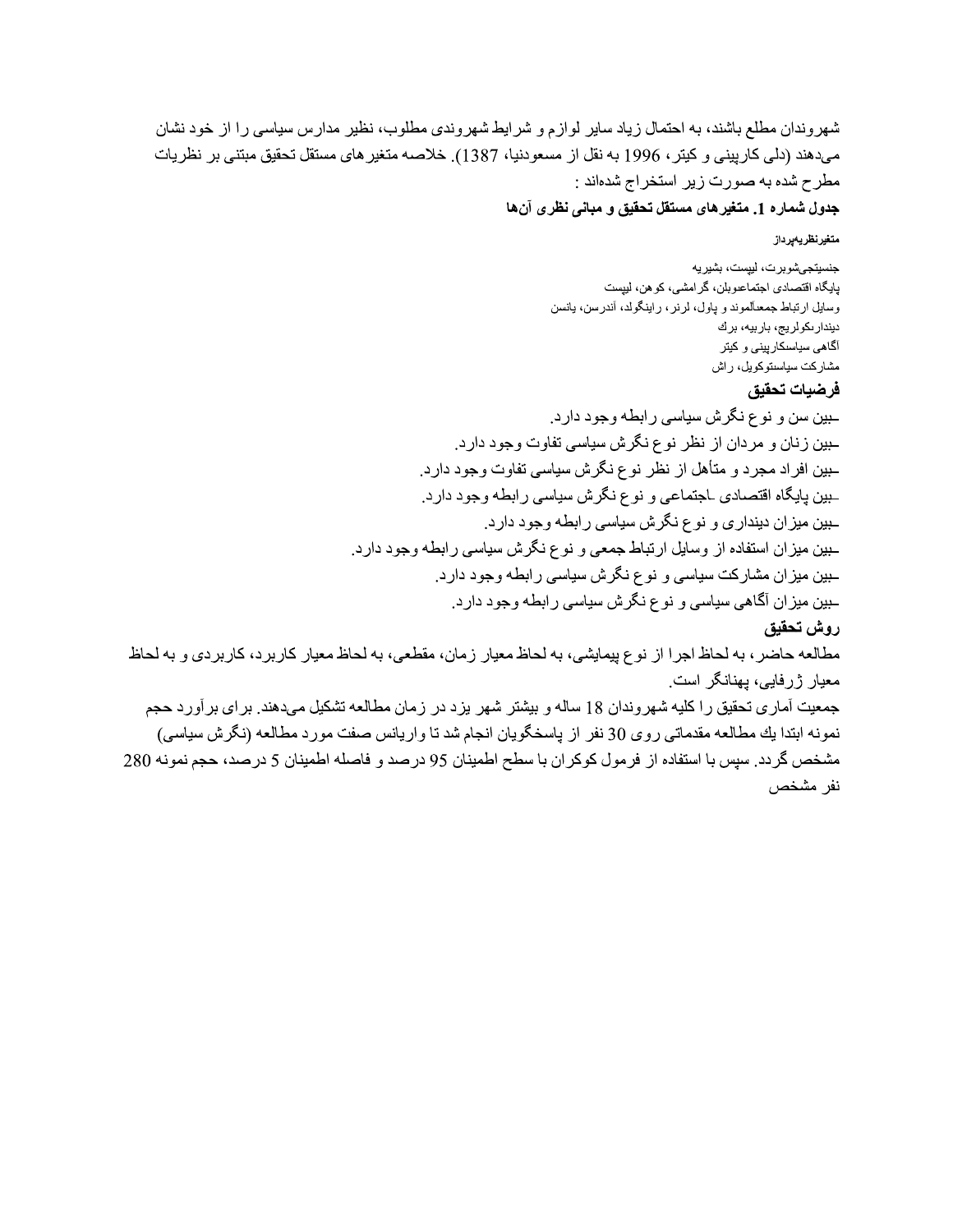شهروندان مطلع باشند، به احتمال زياد ساير لوازم و شرايط شهروندی مطلوب، نظير مدارس سياسی را از خود نشان می‌دهند (دلی كارپينی و كيتر، 1996 به نقل از مسعودنيا، 1387). خلاصه متغيرهای مستقل تحقيق مبتنی بر نظريات مطرح شده به صورت زير استخراج شده‌اند :

**جدول شماره 1. متغيرهای مستقل تحقيق و مبانی نظری آن‌ها**

| متغير | نظريه‌پرداز |
|---|---|
| جنسيتجی | شوبرت، ليپست، بشيريه |
| پايگاه اقتصادی اجتماعی | وبلن، گرامشی، كوهن، ليپست |
| وسايل ارتباط جمعی | آلموند و پاول، لرنر، راينگولد، آندرسن، يانسن |
| دينداری | كولريج، باربيه، برك |
| آگاهی سياسی | كارپينی و كيتر |
| مشاركت سياسی | توكويل، راش |

**فرضيات تحقيق**

- بين سن و نوع نگرش سياسی رابطه وجود دارد.
- بين زنان و مردان از نظر نوع نگرش سياسی تفاوت وجود دارد.
- بين افراد مجرد و متأهل از نظر نوع نگرش سياسی تفاوت وجود دارد.
- بين پايگاه اقتصادی -اجتماعی و نوع نگرش سياسی رابطه وجود دارد.
- بين ميزان دينداری و نوع نگرش سياسی رابطه وجود دارد.
- بين ميزان استفاده از وسايل ارتباط جمعی و نوع نگرش سياسی رابطه وجود دارد.
- بين ميزان مشاركت سياسی و نوع نگرش سياسی رابطه وجود دارد.
- بين ميزان آگاهی سياسی و نوع نگرش سياسی رابطه وجود دارد.

**روش تحقيق**

مطالعه حاضر، به لحاظ اجرا از نوع پيمايشی، به لحاظ معيار زمان، مقطعی، به لحاظ معيار كاربرد، كاربردی و به لحاظ معيار ژرفايی، پهنانگر است.

جمعيت آماری تحقيق را كليه شهروندان 18 ساله و بيشتر شهر يزد در زمان مطالعه تشكيل می‌دهند. برای برآورد حجم نمونه ابتدا يك مطالعه مقدماتی روی 30 نفر از پاسخگويان انجام شد تا واريانس صفت مورد مطالعه (نگرش سياسی) مشخص گردد. سپس با استفاده از فرمول كوكران با سطح اطمينان 95 درصد و فاصله اطمينان 5 درصد، حجم نمونه 280 نفر مشخص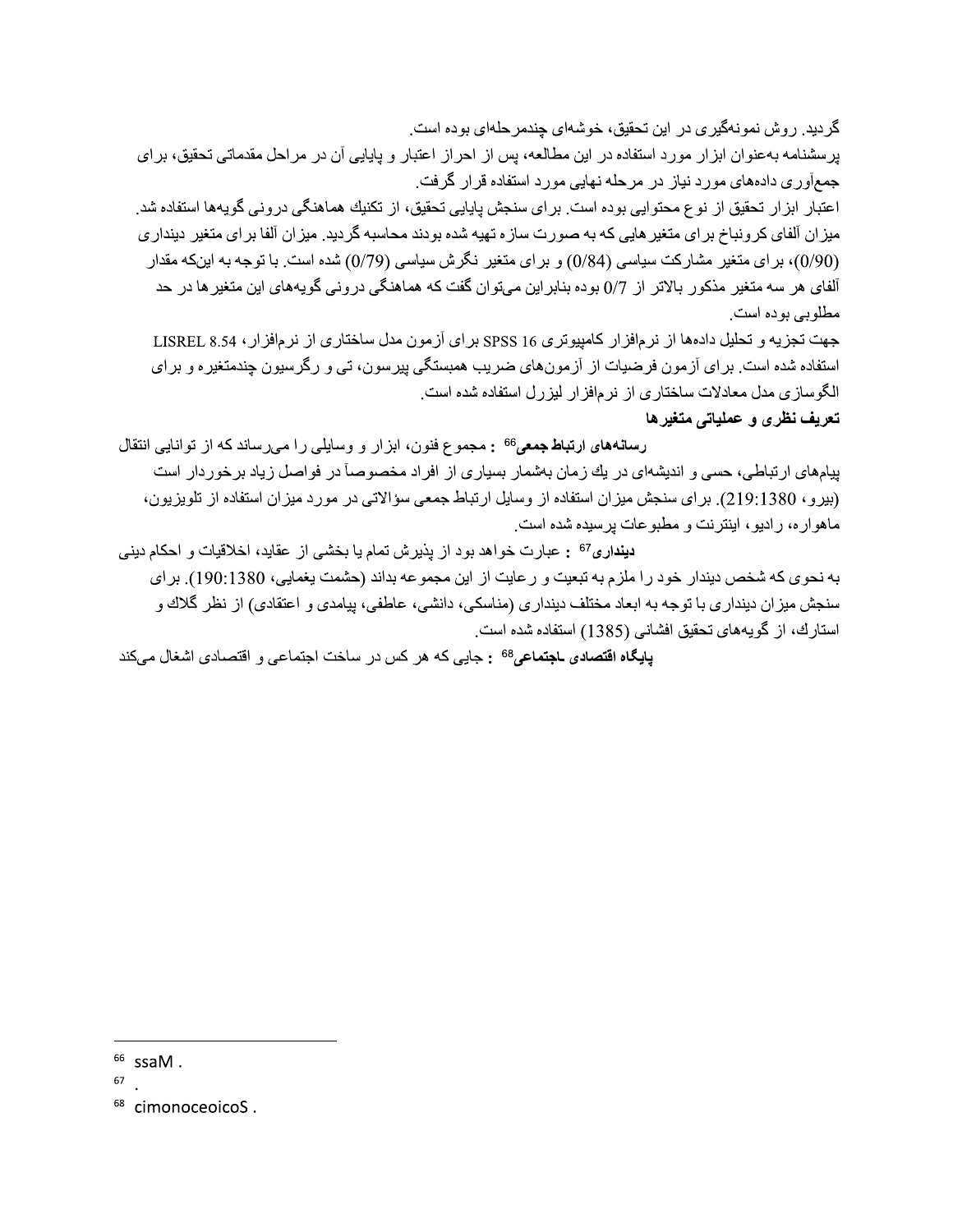گردید. روش نمونه‌گیری در این تحقیق، خوشه‌ای چندمرحله‌ای بوده است.

پرسشنامه به‌عنوان ابزار مورد استفاده در این مطالعه، پس از احراز اعتبار و پایایی آن در مراحل مقدماتی تحقیق، برای جمع‌آوری داده‌های مورد نیاز در مرحله نهایی مورد استفاده قرار گرفت.

اعتبار ابزار تحقیق از نوع محتوایی بوده است. برای سنجش پایایی تحقیق، از تکنیك هماهنگی درونی گویه‌ها استفاده شد. میزان آلفای کرونباخ برای متغیرهایی که به صورت سازه تهیه شده بودند محاسبه گردید. میزان آلفا برای متغیر دینداری (0/90)، برای متغیر مشارکت سیاسی (0/84) و برای متغیر نگرش سیاسی (0/79) شده است. با توجه به این‌که مقدار آلفای هر سه متغیر مذکور بالاتر از 0/7 بوده بنابراین می‌توان گفت که هماهنگی درونی گویه‌های این متغیرها در حد مطلوبی بوده است.

جهت تجزیه و تحلیل داده‌ها از نرم‌افزار کامپیوتری SPSS 16 برای آزمون مدل ساختاری از نرم‌افزار، LISREL 8.54 استفاده شده است. برای آزمون فرضیات از آزمون‌های ضریب همبستگی پیرسون، تی و رگرسیون چندمتغیره و برای الگوسازی مدل معادلات ساختاری از نرم‌افزار لیزرل استفاده شده است.

**تعریف نظری و عملیاتی متغیرها**

**رسانه‌های ارتباط جمعی**[66] **:** مجموع فنون، ابزار و وسایلی را می‌رساند که از توانایی انتقال پیام‌های ارتباطی، حسی و اندیشه‌ای در یك زمان به‌شمار بسیاری از افراد مخصوصاً در فواصل زیاد برخوردار است (بیرو، 219:1380). برای سنجش میزان استفاده از وسایل ارتباط جمعی سؤالاتی در مورد میزان استفاده از تلویزیون، ماهواره، رادیو، اینترنت و مطبوعات پرسیده شده است.

**دینداری**[67] **:** عبارت خواهد بود از پذیرش تمام یا بخشی از عقاید، اخلاقیات و احکام دینی به نحوی که شخص دیندار خود را ملزم به تبعیت و رعایت از این مجموعه بداند (حشمت یغمایی، 190:1380). برای سنجش میزان دینداری با توجه به ابعاد مختلف دینداری (مناسکی، دانشی، عاطفی، پیامدی و اعتقادی) از نظر گلاك و استارك، از گویه‌های تحقیق افشانی (1385) استفاده شده است.

**پایگاه اقتصادی ـاجتماعی**[68] **:** جایی که هر کس در ساخت اجتماعی و اقتصادی اشغال می‌کند

---

[66] ssaM .

[67] .

[68] cimonoceoicoS .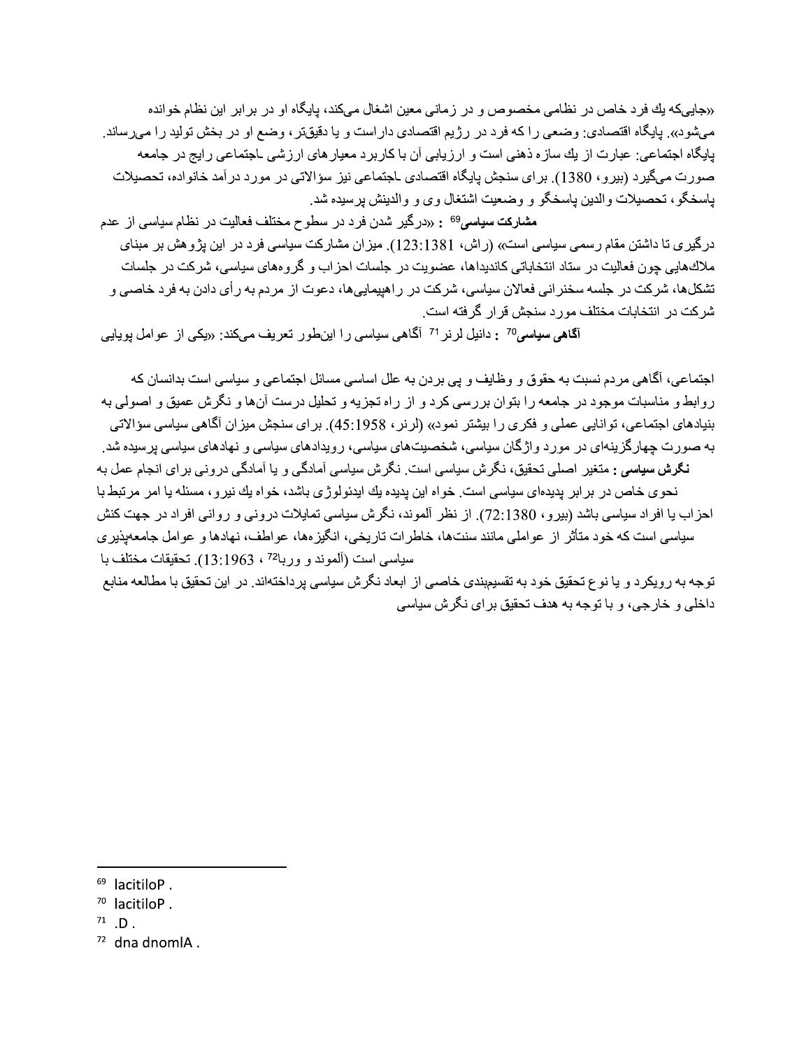«جایی‌که یك فرد خاص در نظامی مخصوص و در زمانی معین اشغال می‌کند، پایگاه او در برابر این نظام خوانده می‌شود». پایگاه اقتصادی: وضعی را که فرد در رژیم اقتصادی داراست و یا دقیق‌تر، وضع او در بخش تولید را می‌رساند. پایگاه اجتماعی: عبارت از یك سازه ذهنی است و ارزیابی آن با کاربرد معیارهای ارزشی ـاجتماعی رایج در جامعه صورت می‌گیرد (بیرو، 1380). برای سنجش پایگاه اقتصادی ـاجتماعی نیز سؤالاتی در مورد درآمد خانواده، تحصیلات پاسخگو، تحصیلات والدین پاسخگو و وضعیت اشتغال وی و والدینش پرسیده شد.

**مشارکت سیاسی**[69] : «درگیر شدن فرد در سطوح مختلف فعالیت در نظام سیاسی از عدم درگیری تا داشتن مقام رسمی سیاسی است» (راش، 123:1381). میزان مشارکت سیاسی فرد در این پژوهش بر مبنای ملاك‌هایی چون فعالیت در ستاد انتخاباتی کاندیداها، عضویت در جلسات احزاب و گروه‌های سیاسی، شرکت در جلسات تشکل‌ها، شرکت در جلسه سخنرانی فعالان سیاسی، شرکت در راهپیمایی‌ها، دعوت از مردم به رأی دادن به فرد خاصی و شرکت در انتخابات مختلف مورد سنجش قرار گرفته است.

**آگاهی سیاسی**[70] : دانیل لرنر[71] آگاهی سیاسی را این‌طور تعریف می‌کند: «یکی از عوامل پویایی

اجتماعی، آگاهی مردم نسبت به حقوق و وظایف و پی بردن به علل اساسی مسائل اجتماعی و سیاسی است بدانسان که روابط و مناسبات موجود در جامعه را بتوان بررسی کرد و از راه تجزیه و تحلیل درست آن‌ها و نگرش عمیق و اصولی به بنیادهای اجتماعی، توانایی عملی و فکری را بیشتر نمود» (لرنر، 45:1958). برای سنجش میزان آگاهی سیاسی سؤالاتی به صورت چهارگزینه‌ای در مورد واژگان سیاسی، شخصیت‌های سیاسی، رویدادهای سیاسی و نهادهای سیاسی پرسیده شد.

**نگرش سیاسی :** متغیر اصلی تحقیق، نگرش سیاسی است. نگرش سیاسی آمادگی و یا آمادگی درونی برای انجام عمل به نحوی خاص در برابر پدیده‌ای سیاسی است. خواه این پدیده یك ایدئولوژی باشد، خواه یك نیرو، مسئله یا امر مرتبط با احزاب یا افراد سیاسی باشد (بیرو، 72:1380). از نظر آلموند، نگرش سیاسی تمایلات درونی و روانی افراد در جهت کنش سیاسی است که خود متأثر از عواملی مانند سنت‌ها، خاطرات تاریخی، انگیزه‌ها، عواطف، نهادها و عوامل جامعه‌پذیری سیاسی است (آلموند و وربا[72]، 13:1963). تحقیقات مختلف با توجه به رویکرد و یا نوع تحقیق خود به تقسیم‌بندی خاصی از ابعاد نگرش سیاسی پرداخته‌اند. در این تحقیق با مطالعه منابع داخلی و خارجی، و با توجه به هدف تحقیق برای نگرش سیاسی

---

[69] lacitiloP .

[70] lacitiloP .

[71] .D .

[72] dna dnomlA .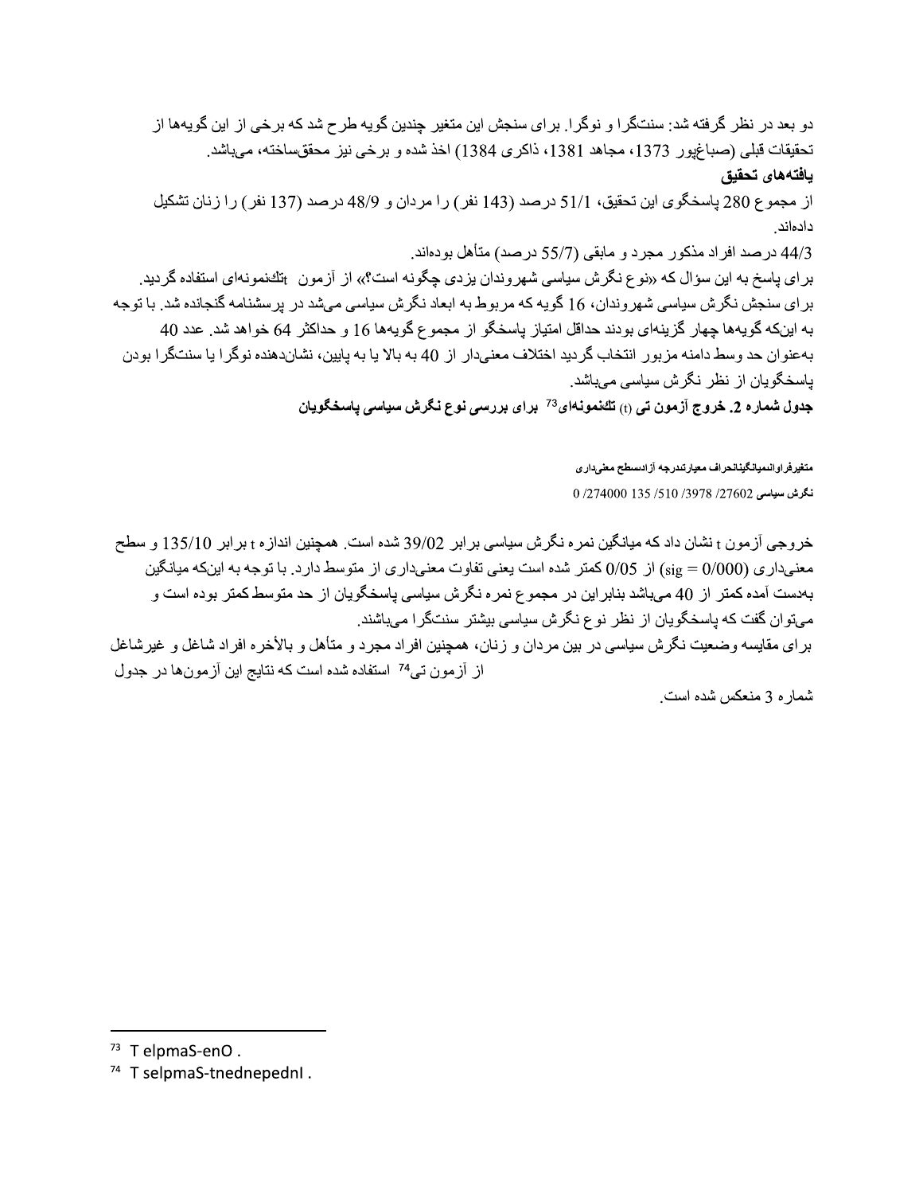دو بعد در نظر گرفته شد: سنت‌گرا و نوگرا. برای سنجش این متغیر چندین گویه طرح شد که برخی از این گویه‌ها از تحقیقات قبلی (صباغ‌پور 1373، مجاهد 1381، ذاکری 1384) اخذ شده و برخی نیز محقق‌ساخته، می‌باشد.

**یافته‌های تحقیق**

از مجموع 280 پاسخگوی این تحقیق، 51/1 درصد (143 نفر) را مردان و 48/9 درصد (137 نفر) را زنان تشکیل داده‌اند.

44/3 درصد افراد مذکور مجرد و مابقی (55/7 درصد) متأهل بوده‌اند.

برای پاسخ به این سؤال که «نوع نگرش سیاسی شهروندان یزدی چگونه است؟» از آزمون tتک‌نمونه‌ای استفاده گردید. برای سنجش نگرش سیاسی شهروندان، 16 گویه که مربوط به ابعاد نگرش سیاسی می‌شد در پرسشنامه گنجانده شد. با توجه به این‌که گویه‌ها چهار گزینه‌ای بودند حداقل امتیاز پاسخگو از مجموع گویه‌ها 16 و حداکثر 64 خواهد شد. عدد 40 به‌عنوان حد وسط دامنه مزبور انتخاب گردید اختلاف معنی‌دار از 40 به بالا یا به پایین، نشان‌دهنده نوگرا یا سنت‌گرا بودن پاسخگویان از نظر نگرش سیاسی می‌باشد.

**جدول شماره 2. خروج آزمون تی (t) تک‌نمونه‌ای[73] برای بررسی نوع نگرش سیاسی پاسخگویان**

**متغیرفراوانیمیانگینانحراف معیارتدرجه آزادیسطح معنی‌داری**

**نگرش سیاسی** 27602/ 3978/ 510/ 135 /274000 0

خروجی آزمون t نشان داد که میانگین نمره نگرش سیاسی برابر 39/02 شده است. همچنین اندازه t برابر 135/10 و سطح معنی‌داری (sig = 0/000) از 0/05 کمتر شده است یعنی تفاوت معنی‌داری از متوسط دارد. با توجه به این‌که میانگین به‌دست آمده کمتر از 40 می‌باشد بنابراین در مجموع نمره نگرش سیاسی پاسخگویان از حد متوسط کمتر بوده است و می‌توان گفت که پاسخگویان از نظر نوع نگرش سیاسی بیشتر سنت‌گرا می‌باشند.

برای مقایسه وضعیت نگرش سیاسی در بین مردان و زنان، همچنین افراد مجرد و متأهل و بالأخره افراد شاغل و غیرشاغل از آزمون تی[74] استفاده شده است که نتایج این آزمون‌ها در جدول شماره 3 منعکس شده است.

---

[73] T elpmaS-enO .

[74] T selpmaS-tnednepednI .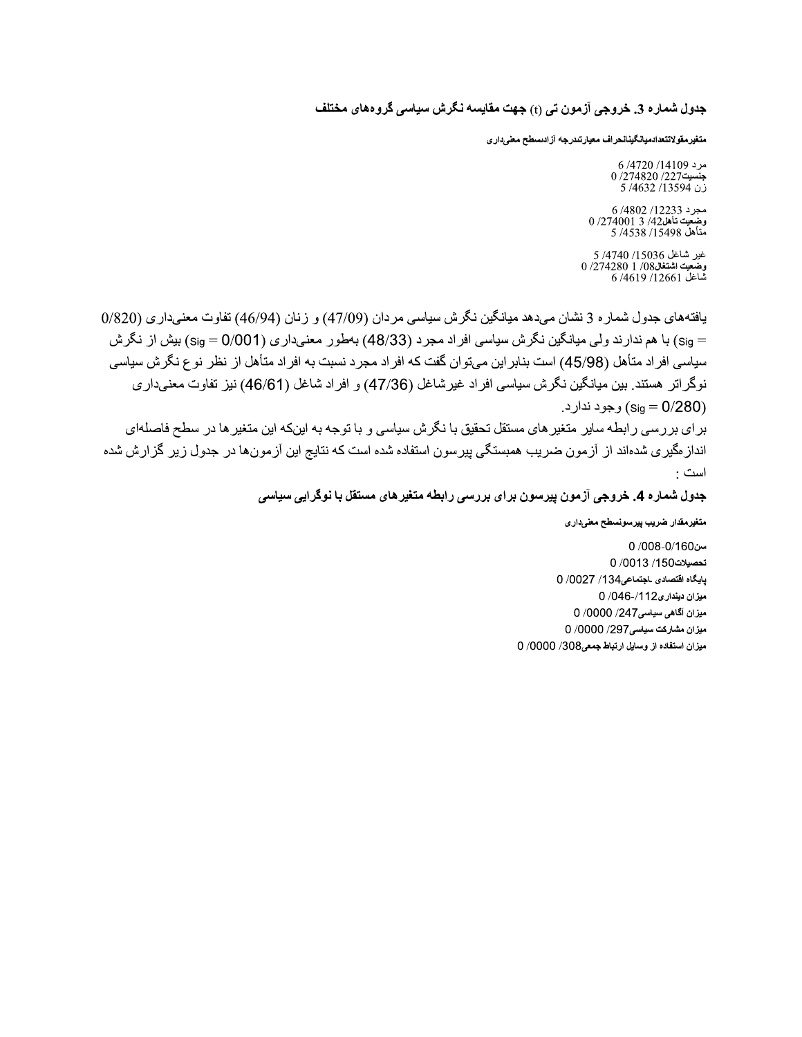**جدول شماره 3. خروجی آزمون تی (t) جهت مقایسه نگرش سیاسی گروه‌های مختلف**

متغیرمقولاتتعدادمیانگینانحراف معیارتندرجه آزادسطح معنی‌داری

مرد 14109/ 4720/ 6
جنسیت227/ 274820/ 0
زن 13594/ 4632/ 5

مجرد 12233/ 4802/ 6
وضعیت تأهل42/ 3 274001/ 0
متأهل 15498/ 4538/ 5

غیر شاغل 15036/ 4740/ 5
وضعیت اشتغال08/ 1 274280/ 0
شاغل 12661/ 4619/ 6

یافته‌های جدول شماره 3 نشان می‌دهد میانگین نگرش سیاسی مردان (47/09) و زنان (46/94) تفاوت معنی‌داری (0/820 = Sig) با هم ندارند ولی میانگین نگرش سیاسی افراد مجرد (48/33) به‌طور معنی‌داری (0/001 = Sig) بیش از نگرش سیاسی افراد متأهل (45/98) است بنابراین می‌توان گفت که افراد مجرد نسبت به افراد متأهل از نظر نوع نگرش سیاسی نوگراتر هستند. بین میانگین نگرش سیاسی افراد غیرشاغل (47/36) و افراد شاغل (46/61) نیز تفاوت معنی‌داری (0/280 = Sig) وجود ندارد.

برای بررسی رابطه سایر متغیرهای مستقل تحقیق با نگرش سیاسی و با توجه به این‌که این متغیرها در سطح فاصله‌ای اندازگیری شده‌اند از آزمون ضریب همبستگی پیرسون استفاده شده است که نتایج این آزمون‌ها در جدول زیر گزارش شده است :

**جدول شماره 4. خروجی آزمون پیرسون برای بررسی رابطه متغیرهای مستقل با نوگرایی سیاسی**

متغیرمقدار ضریب پیرسونسطح معنی‌داری

سن160/0-008/ 0
تحصیلات150/ 0013/ 0
پایگاه اقتصادی ـاجتماعی134/ 0027/ 0
میزان دینداری112/-046/ 0
میزان آگاهی سیاسی247/ 0000/ 0
میزان مشارکت سیاسی297/ 0000/ 0
میزان استفاده از وسایل ارتباط جمعی308/ 0000/ 0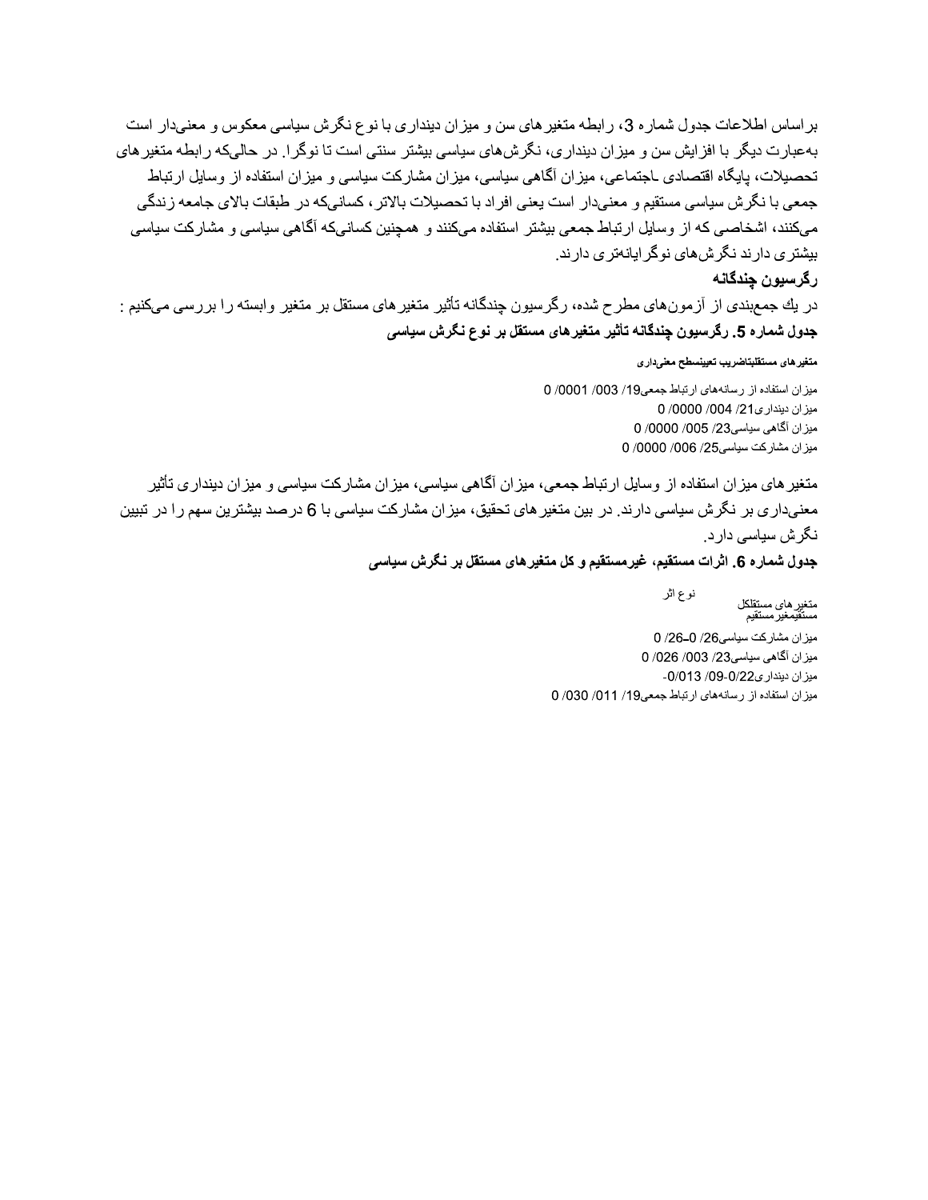براساس اطلاعات جدول شماره 3، رابطه متغیرهای سن و میزان دینداری با نوع نگرش سیاسی معکوس و معنی‌دار است به‌عبارت دیگر با افزایش سن و میزان دینداری، نگرش‌های سیاسی بیشتر سنتی است تا نوگرا. در حالی‌که رابطه متغیرهای تحصیلات، پایگاه اقتصادی ـاجتماعی، میزان آگاهی سیاسی، میزان مشارکت سیاسی و میزان استفاده از وسایل ارتباط جمعی با نگرش سیاسی مستقیم و معنی‌دار است یعنی افراد با تحصیلات بالاتر، کسانی‌که در طبقات بالای جامعه زندگی می‌کنند، اشخاصی که از وسایل ارتباط جمعی بیشتر استفاده می‌کنند و همچنین کسانی‌که آگاهی سیاسی و مشارکت سیاسی بیشتری دارند نگرش‌های نوگرایانه‌تری دارند.

### رگرسیون چندگانه

در یك جمع‌بندی از آزمون‌های مطرح شده، رگرسیون چندگانه تأثیر متغیرهای مستقل بر متغیر وابسته را بررسی می‌کنیم :

**جدول شماره 5. رگرسیون چندگانه تاثیر متغیرهای مستقل بر نوع نگرش سیاسی**

| متغیرهای مستقل | بتا | ضریب تعیین | سطح معنی‌داری |
|---|---|---|---|
| میزان استفاده از رسانه‌های ارتباط جمعی | 0/19 | 0/003 | 0/0001 |
| میزان دینداری | 0/21 | 0/004 | 0/0000 |
| میزان آگاهی سیاسی | 0/23 | 0/005 | 0/0000 |
| میزان مشارکت سیاسی | 0/25 | 0/006 | 0/0000 |

متغیرهای میزان استفاده از وسایل ارتباط جمعی، میزان آگاهی سیاسی، میزان مشارکت سیاسی و میزان دینداری تأثیر معنی‌داری بر نگرش سیاسی دارند. در بین متغیرهای تحقیق، میزان مشارکت سیاسی با 6 درصد بیشترین سهم را در تبیین نگرش سیاسی دارد.

**جدول شماره 6. اثرات مستقیم، غیرمستقیم و کل متغیرهای مستقل بر نگرش سیاسی**

| متغیرهای مستقل / نوع اثر | مستقیم | غیرمستقیم | کل |
|---|---|---|---|
| میزان مشارکت سیاسی | 0/26 | - | 0/26 |
| میزان آگاهی سیاسی | 0/23 | 0/003 | 0/026 |
| میزان دینداری | -0/22 | 0/09 | -0/013 |
| میزان استفاده از رسانه‌های ارتباط جمعی | 0/19 | 0/011 | 0/030 |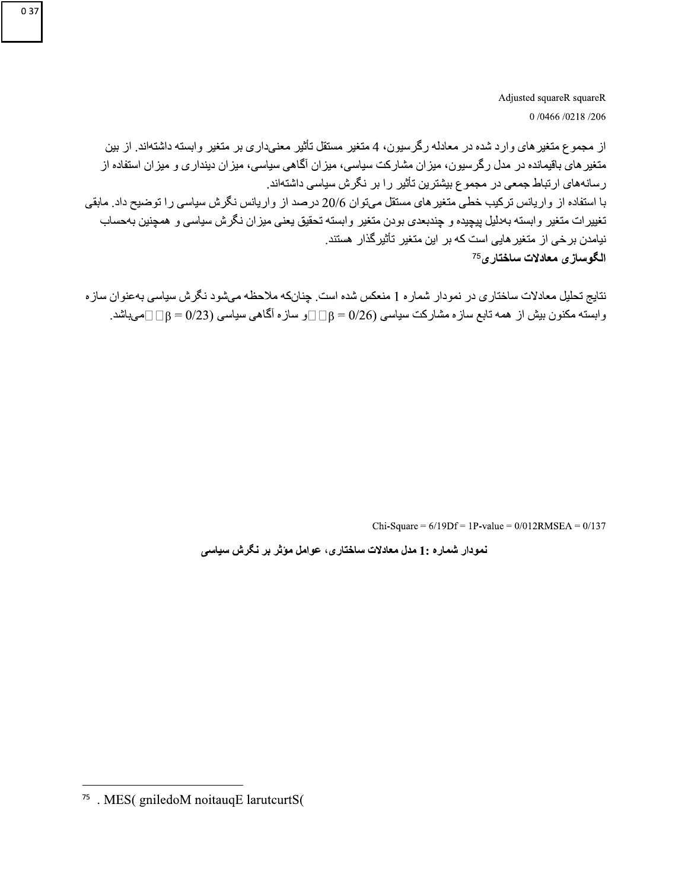| R | R square | Adjusted square |
|---|---|---|
| 0/466 | 0/218 | 0/206 |

از مجموع متغیرهای وارد شده در معادله رگرسیون، 4 متغیر مستقل تأثیر معنی‌داری بر متغیر وابسته داشته‌اند. از بین متغیرهای باقیمانده در مدل رگرسیون، میزان مشارکت سیاسی، میزان آگاهی سیاسی، میزان دینداری و میزان استفاده از رسانه‌های ارتباط جمعی در مجموع بیشترین تأثیر را بر نگرش سیاسی داشته‌اند.

با استفاده از واریانس ترکیب خطی متغیرهای مستقل می‌توان 20/6 درصد از واریانس نگرش سیاسی را توضیح داد. مابقی تغییرات متغیر وابسته به‌دلیل پیچیده و چندبعدی بودن متغیر وابسته تحقیق یعنی میزان نگرش سیاسی و همچنین به‌حساب نیامدن برخی از متغیرهایی است که بر این متغیر تأثیرگذار هستند.

**الگوسازی معادلات ساختاری**[75]

نتایج تحلیل معادلات ساختاری در نمودار شماره 1 منعکس شده است. چنانکه ملاحظه می‌شود نگرش سیاسی به‌عنوان سازه وابسته مکنون بیش از همه تابع سازه مشارکت سیاسی ($\beta = 0/26$) و سازه آگاهی سیاسی ($\beta = 0/23$) می‌باشد.

Chi-Square = 6/19 Df = 1 P-value = 0/012 RMSEA = 0/137

**نمودار شماره 1: مدل معادلات ساختاری، عوامل مؤثر بر نگرش سیاسی**

---

[75]. (Structural Equation Modeling (SEM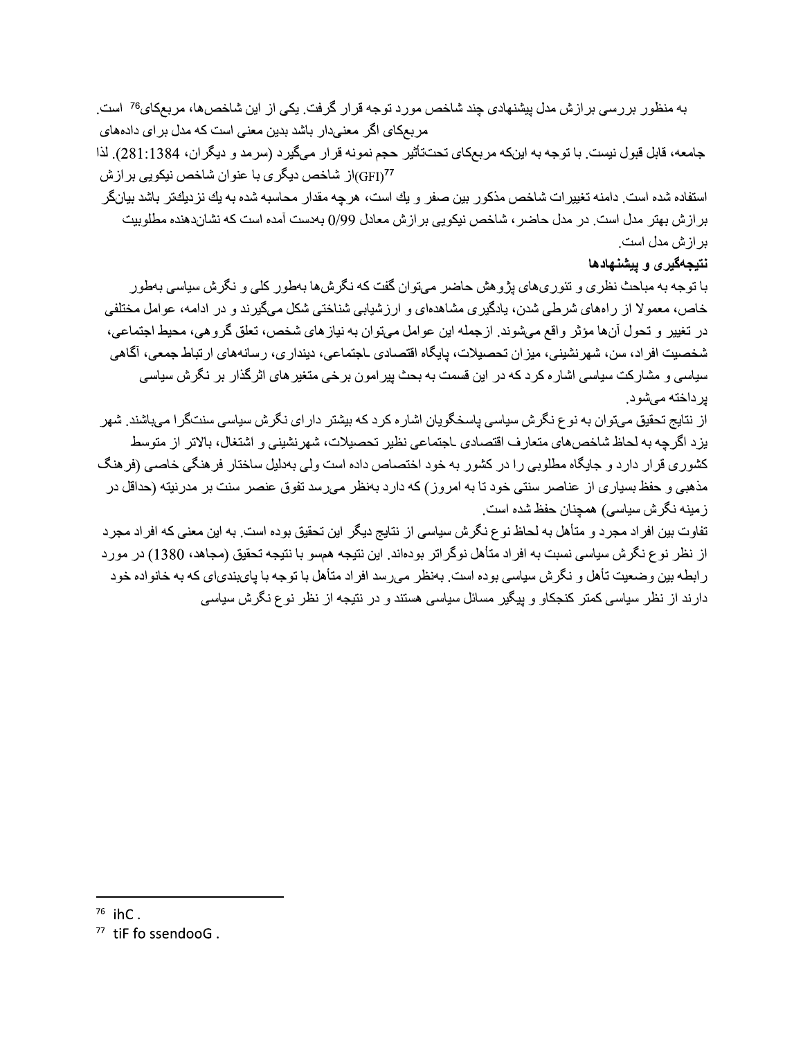به منظور بررسی برازش مدل پیشنهادی چند شاخص مورد توجه قرار گرفت. یکی از این شاخص‌ها، مربع‌کای[76] است. مربع‌کای اگر معنی‌دار باشد بدین معنی است که مدل برای داده‌های جامعه، قابل قبول نیست. با توجه به اینکه مربع‌کای تحت‌تأثیر حجم نمونه قرار می‌گیرد (سرمد و دیگران، 1384:281). لذا از شاخص دیگری با عنوان شاخص نیکویی برازش (GFI)[77] استفاده شده است. دامنه تغییرات شاخص مذکور بین صفر و یك است، هرچه مقدار محاسبه شده به یك نزدیك‌تر باشد بیان‌گر برازش بهتر مدل است. در مدل حاضر، شاخص نیکویی برازش معادل 0/99 به‌دست آمده است که نشان‌دهنده مطلوبیت برازش مدل است.

**نتیجه‌گیری و پیشنهادها**

با توجه به مباحث نظری و تئوری‌های پژوهش حاضر می‌توان گفت که نگرش‌ها به‌طور کلی و نگرش سیاسی به‌طور خاص، معمولا از راه‌های شرطی شدن، یادگیری مشاهده‌ای و ارزشیابی شناختی شکل می‌گیرند و در ادامه، عوامل مختلفی در تغییر و تحول آن‌ها مؤثر واقع می‌شوند. ازجمله این عوامل می‌توان به نیازهای شخص، تعلق گروهی، محیط اجتماعی، شخصیت افراد، سن، شهرنشینی، میزان تحصیلات، پایگاه اقتصادی ـاجتماعی، دینداری، رسانه‌های ارتباط جمعی، آگاهی سیاسی و مشارکت سیاسی اشاره کرد که در این قسمت به بحث پیرامون برخی متغیرهای اثرگذار بر نگرش سیاسی پرداخته می‌شود.

از نتایج تحقیق می‌توان به نوع نگرش سیاسی پاسخگویان اشاره کرد که بیشتر دارای نگرش سیاسی سنت‌گرا می‌باشند. شهر یزد اگرچه به لحاظ شاخص‌های متعارف اقتصادی ـاجتماعی نظیر تحصیلات، شهرنشینی و اشتغال، بالاتر از متوسط کشوری قرار دارد و جایگاه مطلوبی را در کشور به خود اختصاص داده است ولی به‌دلیل ساختار فرهنگی خاصی (فرهنگ مذهبی و حفظ بسیاری از عناصر سنتی خود تا به امروز) که دارد به‌نظر می‌رسد تفوق عنصر سنت بر مدرنیته (حداقل در زمینه نگرش سیاسی) همچنان حفظ شده است.

تفاوت بین افراد مجرد و متأهل به لحاظ نوع نگرش سیاسی از نتایج دیگر این تحقیق بوده است. به این معنی که افراد مجرد از نظر نوع نگرش سیاسی نسبت به افراد متأهل نوگراتر بوده‌اند. این نتیجه همسو با نتیجه تحقیق (مجاهد، 1380) در مورد رابطه بین وضعیت تأهل و نگرش سیاسی بوده است. به‌نظر می‌رسد افراد متأهل با توجه با پای‌بندی‌ای که به خانواده خود دارند از نظر سیاسی کمتر کنجکاو و پیگیر مسائل سیاسی هستند و در نتیجه از نظر نوع نگرش سیاسی

---

[76] ihC .

[77] tiF fo ssendooG .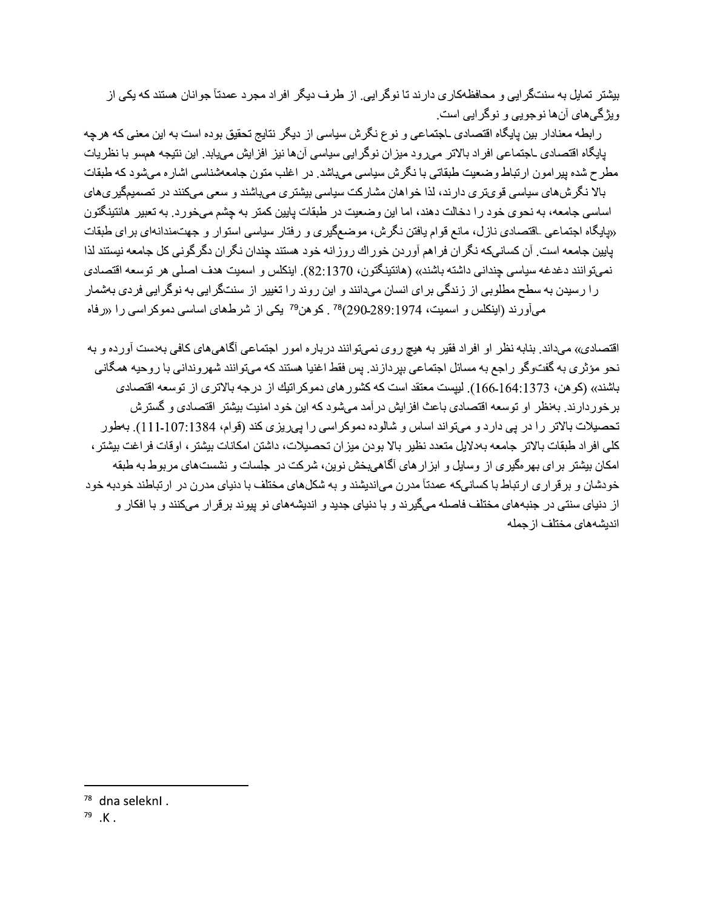بیشتر تمایل به سنت‌گرایی و محافظه‌کاری دارند تا نوگرایی. از طرف دیگر افراد مجرد عمدتاً جوانان هستند که یکی از ویژگی‌های آن‌ها نوجویی و نوگرایی است.

رابطه معنادار بین پایگاه اقتصادی ـاجتماعی و نوع نگرش سیاسی از دیگر نتایج تحقیق بوده است به این معنی که هرچه پایگاه اقتصادی ـاجتماعی افراد بالاتر می‌رود میزان نوگرایی سیاسی آن‌ها نیز افزایش می‌یابد. این نتیجه همسو با نظریات مطرح شده پیرامون ارتباط وضعیت طبقاتی با نگرش سیاسی می‌باشد. در اغلب متون جامعه‌شناسی اشاره می‌شود که طبقات بالا نگرش‌های سیاسی قوی‌تری دارند، لذا خواهان مشارکت سیاسی بیشتری می‌باشند و سعی می‌کنند در تصمیم‌گیری‌های اساسی جامعه، به نحوی خود را دخالت دهند، اما این وضعیت در طبقات پایین کمتر به چشم می‌خورد. به تعبیر هانتینگتون «پایگاه اجتماعی ـاقتصادی نازل، مانع قوام یافتن نگرش، موضع‌گیری و رفتار سیاسی استوار و جهت‌مندانه‌ای برای طبقات پایین جامعه است. آن کسانی‌که نگران فراهم آوردن خوراك روزانه خود هستند چندان نگران دگرگونی کل جامعه نیستند لذا نمی‌توانند دغدغه سیاسی چندانی داشته باشند» (هانتینگتون، 82:1370). اینکلس و اسمیت هدف اصلی هر توسعه اقتصادی را رسیدن به سطح مطلوبی از زندگی برای انسان می‌دانند و این روند را تغییر از سنت‌گرایی به نوگرایی فردی به‌شمار می‌آورند (اینکلس و اسمیت، 1974:289-290)[78]. کوهن[79] یکی از شرطهای اساسی دموکراسی را «رفاه اقتصادی» می‌داند. بنابه نظر او افراد فقیر به هیچ روی نمی‌توانند درباره امور اجتماعی آگاهی‌های کافی به‌دست آورده و به نحو مؤثری به گفت‌وگو راجع به مسائل اجتماعی بپردازند. پس فقط اغنیا هستند که می‌توانند شهروندانی با روحیه همگانی باشند» (کوهن، 1373:164-166). لیپست معتقد است که کشورهای دموکراتیك از درجه بالاتری از توسعه اقتصادی برخوردارند. به‌نظر او توسعه اقتصادی باعث افزایش درآمد می‌شود که این خود امنیت بیشتر اقتصادی و گسترش تحصیلات بالاتر را در پی دارد و می‌تواند اساس و شالوده دموکراسی را پی‌ریزی کند (قوام، 1384:107-111). به‌طور کلی افراد طبقات بالاتر جامعه به‌دلایل متعدد نظیر بالا بودن میزان تحصیلات، داشتن امکانات بیشتر، اوقات فراغت بیشتر، امکان بیشتر برای بهره‌گیری از وسایل و ابزارهای آگاهی‌بخش نوین، شرکت در جلسات و نشست‌های مربوط به طبقه خودشان و برقراری ارتباط با کسانی‌که عمدتاً مدرن می‌اندیشند و به شکل‌های مختلف با دنیای مدرن در ارتباطند خودبه خود از دنیای سنتی در جنبه‌های مختلف فاصله می‌گیرند و با دنیای جدید و اندیشه‌های نو پیوند برقرار می‌کنند و با افکار و اندیشه‌های مختلف ازجمله

---

[78] dna seleknI .

[79] .K .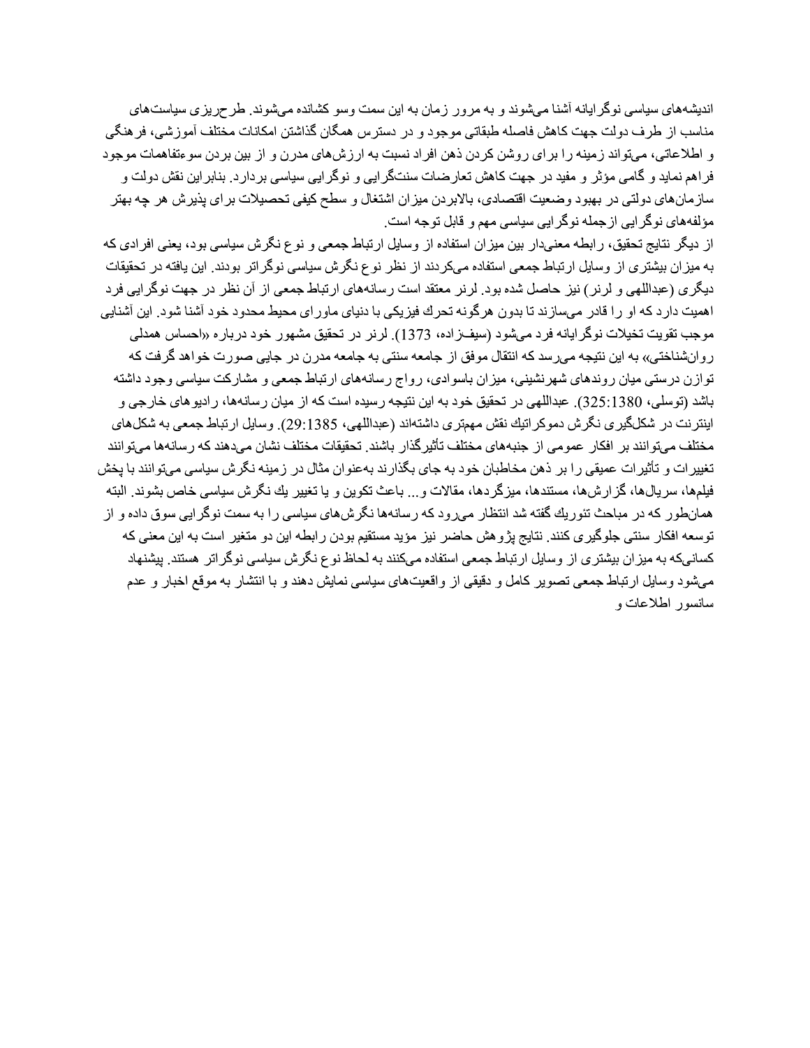اندیشه‌های سیاسی نوگرایانه آشنا می‌شوند و به مرور زمان به این سمت وسو کشانده می‌شوند. طرح‌ریزی سیاست‌های مناسب از طرف دولت جهت کاهش فاصله طبقاتی موجود و در دسترس همگان گذاشتن امکانات مختلف آموزشی، فرهنگی و اطلاعاتی، می‌تواند زمینه را برای روشن کردن ذهن افراد نسبت به ارزش‌های مدرن و از بین بردن سوءتفاهمات موجود فراهم نماید و گامی مؤثر و مفید در جهت کاهش تعارضات سنت‌گرایی و نوگرایی سیاسی بردارد. بنابراین نقش دولت و سازمان‌های دولتی در بهبود وضعیت اقتصادی، بالابردن میزان اشتغال و سطح کیفی تحصیلات برای پذیرش هر چه بهتر مؤلفه‌های نوگرایی ازجمله نوگرایی سیاسی مهم و قابل توجه است.

از دیگر نتایج تحقیق، رابطه معنی‌دار بین میزان استفاده از وسایل ارتباط جمعی و نوع نگرش سیاسی بود، یعنی افرادی که به میزان بیشتری از وسایل ارتباط جمعی استفاده می‌کردند از نظر نوع نگرش سیاسی نوگراتر بودند. این یافته در تحقیقات دیگری (عبداللهی و لرنر) نیز حاصل شده بود. لرنر معتقد است رسانه‌های ارتباط جمعی از آن نظر در جهت نوگرایی فرد اهمیت دارد که او را قادر می‌سازند تا بدون هرگونه تحرك فیزیکی با دنیای ماورای محیط محدود خود آشنا شود. این آشنایی موجب تقویت تخیلات نوگرایانه فرد می‌شود (سیف‌زاده، 1373). لرنر در تحقیق مشهور خود درباره «احساس همدلی روان‌شناختی» به این نتیجه می‌رسد که انتقال موفق از جامعه سنتی به جامعه مدرن در جایی صورت خواهد گرفت که توازن درستی میان روندهای شهرنشینی، میزان باسوادی، رواج رسانه‌های ارتباط جمعی و مشارکت سیاسی وجود داشته باشد (توسلی، 325:1380). عبداللهی در تحقیق خود به این نتیجه رسیده است که از میان رسانه‌ها، رادیوهای خارجی و اینترنت در شکل‌گیری نگرش دموکراتیك نقش مهمتری داشته‌اند (عبداللهی، 29:1385). وسایل ارتباط جمعی به شکل‌های مختلف می‌توانند بر افکار عمومی از جنبه‌های مختلف تأثیرگذار باشند. تحقیقات مختلف نشان می‌دهند که رسانه‌ها می‌توانند تغییرات و تأثیرات عمیقی را بر ذهن مخاطبان خود به جای بگذارند به‌عنوان مثال در زمینه نگرش سیاسی می‌توانند با پخش فیلم‌ها، سریال‌ها، گزارش‌ها، مستندها، میزگردها، مقالات و... باعث تکوین و یا تغییر یك نگرش سیاسی خاص بشوند. البته همان‌طور که در مباحث تئوریك گفته شد انتظار می‌رود که رسانه‌ها نگرش‌های سیاسی را به سمت نوگرایی سوق داده و از توسعه افکار سنتی جلوگیری کنند. نتایج پژوهش حاضر نیز مؤید مستقیم بودن رابطه این دو متغیر است به این معنی که کسانی‌که به میزان بیشتری از وسایل ارتباط جمعی استفاده می‌کنند به لحاظ نوع نگرش سیاسی نوگراتر هستند. پیشنهاد می‌شود وسایل ارتباط جمعی تصویر کامل و دقیقی از واقعیت‌های سیاسی نمایش دهند و با انتشار به موقع اخبار و عدم سانسور اطلاعات و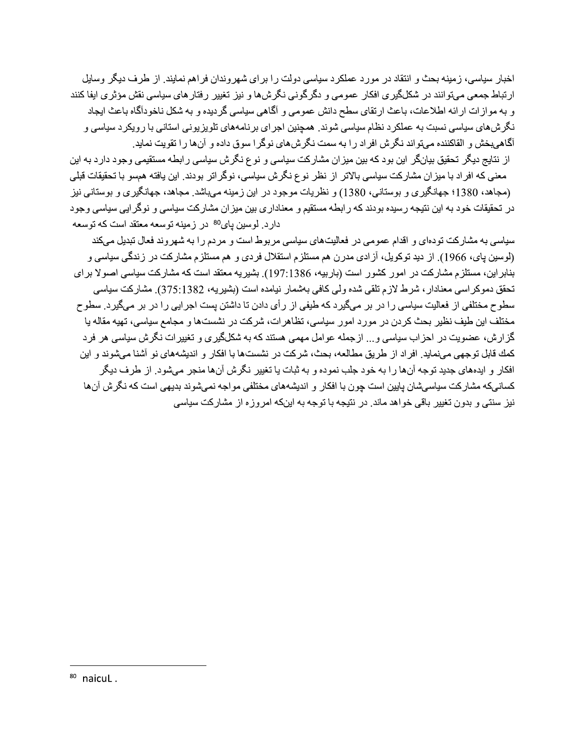اخبار سیاسی، زمینه بحث و انتقاد در مورد عملکرد سیاسی دولت را برای شهروندان فراهم نمایند. از طرف دیگر وسایل ارتباط جمعی می‌توانند در شکل‌گیری افکار عمومی و دگرگونی نگرش‌ها و نیز تغییر رفتارهای سیاسی نقش مؤثری ایفا کنند و به موازات ارائه اطلاعات، باعث ارتقای سطح دانش عمومی و آگاهی سیاسی گردیده و به شکل ناخودآگاه باعث ایجاد نگرش‌های سیاسی نسبت به عملکرد نظام سیاسی شوند. همچنین اجرای برنامه‌های تلویزیونی استانی با رویکرد سیاسی و آگاهی‌بخش و القاکننده می‌تواند نگرش افراد را به سمت نگرش‌های نوگرا سوق داده و آن‌ها را تقویت نماید.

از نتایج دیگر تحقیق بیانگر این بود که بین میزان مشارکت سیاسی و نوع نگرش سیاسی رابطه مستقیمی وجود دارد به این معنی که افراد با میزان مشارکت سیاسی بالاتر از نظر نوع نگرش سیاسی، نوگراتر بودند. این یافته همسو با تحقیقات قبلی (مجاهد، 1380؛ جهانگیری و بوستانی، 1380) و نظریات موجود در این زمینه می‌باشد. مجاهد، جهانگیری و بوستانی نیز در تحقیقات خود به این نتیجه رسیده بودند که رابطه مستقیم و معناداری بین میزان مشارکت سیاسی و نوگرایی سیاسی وجود دارد. لوسین پای[80] در زمینه توسعه معتقد است که توسعه سیاسی به مشارکت توده‌ای و اقدام عمومی در فعالیت‌های سیاسی مربوط است و مردم را به شهروند فعال تبدیل می‌کند (لوسین پای، 1966). از دید توکویل، آزادی مدرن هم مستلزم استقلال فردی و هم مستلزم مشارکت در زندگی سیاسی و بنابراین، مستلزم مشارکت در امور کشور است (باربیه، 197:1386). بشیریه معتقد است که مشارکت سیاسی اصولا برای تحقق دموکراسی معنادار، شرط لازم تلقی شده ولی کافی به‌شمار نیامده است (بشیریه، 375:1382). مشارکت سیاسی سطوح مختلفی از فعالیت سیاسی را در بر می‌گیرد که طیفی از رأی دادن تا داشتن پست اجرایی را در بر می‌گیرد. سطوح مختلف این طیف نظیر بحث کردن در مورد امور سیاسی، تظاهرات، شرکت در نشست‌ها و مجامع سیاسی، تهیه مقاله یا گزارش، عضویت در احزاب سیاسی و... ازجمله عوامل مهمی هستند که به شکل‌گیری و تغییرات نگرش سیاسی هر فرد کمك قابل توجهی می‌نماید. افراد از طریق مطالعه، بحث، شرکت در نشست‌ها با افکار و اندیشه‌های نو آشنا می‌شوند و این افکار و ایده‌های جدید توجه آن‌ها را به خود جلب نموده و به ثبات یا تغییر نگرش آن‌ها منجر می‌شود. از طرف دیگر کسانی‌که مشارکت سیاسی‌شان پایین است چون با افکار و اندیشه‌های مختلفی مواجه نمی‌شوند بدیهی است که نگرش آن‌ها نیز سنتی و بدون تغییر باقی خواهد ماند. در نتیجه با توجه به اینکه امروزه از مشارکت سیاسی

---

[80] naicuL .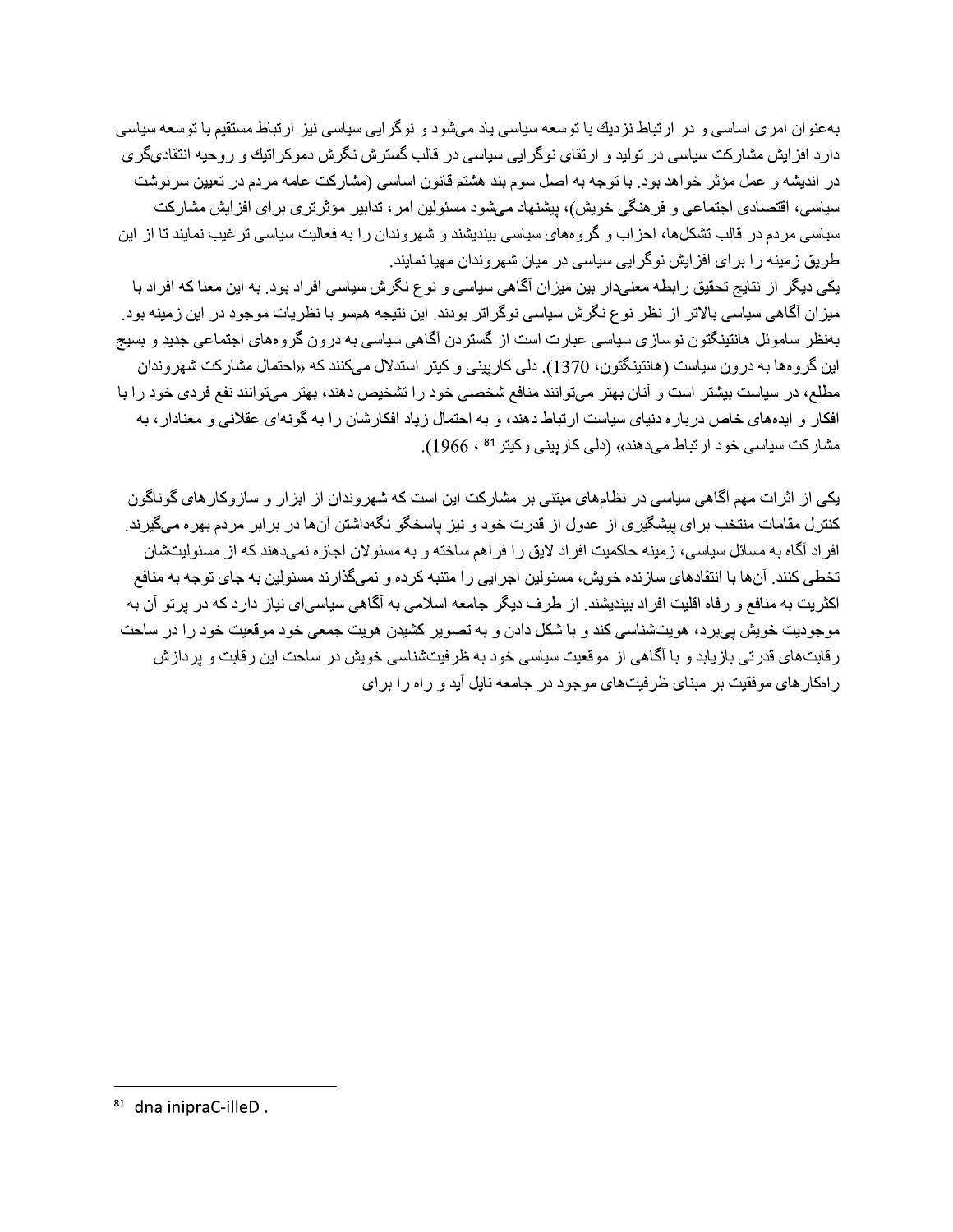به‌عنوان امری اساسی و در ارتباط نزديك با توسعه سياسی ياد می‌شود و نوگرايی سياسی نيز ارتباط مستقيم با توسعه سياسی دارد افزايش مشاركت سياسی در توليد و ارتقای نوگرايی سياسی در قالب گسترش نگرش دموكراتيك و روحيه انتقادی‌گری در انديشه و عمل مؤثر خواهد بود. با توجه به اصل سوم بند هشتم قانون اساسی (مشاركت عامه مردم در تعيين سرنوشت سياسی، اقتصادی اجتماعی و فرهنگی خويش)، پيشنهاد می‌شود مسئولين امر، تدابير مؤثرتری برای افزايش مشاركت سياسی مردم در قالب تشكل‌ها، احزاب و گروه‌های سياسی بينديشند و شهروندان را به فعاليت سياسی ترغيب نمايند تا از اين طريق زمينه را برای افزايش نوگرايی سياسی در ميان شهروندان مهيا نمايند.

يكی ديگر از نتايج تحقيق رابطه معنی‌دار بين ميزان آگاهی سياسی و نوع نگرش سياسی افراد بود. به اين معنا كه افراد با ميزان آگاهی سياسی بالاتر از نظر نوع نگرش سياسی نوگراتر بودند. اين نتيجه همسو با نظريات موجود در اين زمينه بود. به‌نظر ساموئل هانتينگتون نوسازی سياسی عبارت است از گستردن آگاهی سياسی به درون گروه‌های اجتماعی جديد و بسيج اين گروه‌ها به درون سياست (هانتينگتون، 1370). دلی كارپينی و كيتر استدلال می‌كنند كه «احتمال مشاركت شهروندان مطلع، در سياست بيشتر است و آنان بهتر می‌توانند منافع شخصی خود را تشخيص دهند، بهتر می‌توانند نفع فردی خود را با افكار و ايده‌های خاص درباره دنيای سياست ارتباط دهند، و به احتمال زياد افكارشان را به گونه‌ای عقلانی و معنادار، به مشاركت سياسی خود ارتباط می‌دهند» (دلی كارپينی وكيتر[81] ، 1966).

يكی از اثرات مهم آگاهی سياسی در نظام‌های مبتنی بر مشاركت اين است كه شهروندان از ابزار و سازوكارهای گوناگون كنترل مقامات منتخب برای پيشگيری از عدول از قدرت خود و نيز پاسخگو نگه‌داشتن آن‌ها در برابر مردم بهره می‌گيرند. افراد آگاه به مسائل سياسی، زمينه حاكميت افراد لايق را فراهم ساخته و به مسئولان اجازه نمی‌دهند كه از مسئوليت‌شان تخطی كنند. آن‌ها با انتقادهای سازنده خويش، مسئولين اجرايی را متنبه كرده و نمی‌گذارند مسئولين به جای توجه به منافع اكثريت به منافع و رفاه اقليت افراد بينديشند. از طرف ديگر جامعه اسلامی به آگاهی سياسی‌ای نياز دارد كه در پرتو آن به موجوديت خويش پی‌برد، هويت‌شناسی كند و با شكل دادن و به تصوير كشيدن هويت جمعی خود موقعيت خود را در ساحت رقابت‌های قدرتی بازيابد و با آگاهی از موقعيت سياسی خود به ظرفيت‌شناسی خويش در ساحت اين رقابت و پردازش راهكارهای موفقيت بر مبنای ظرفيت‌های موجود در جامعه نايل آيد و راه را برای

---

[81] dna inipraC-illeD .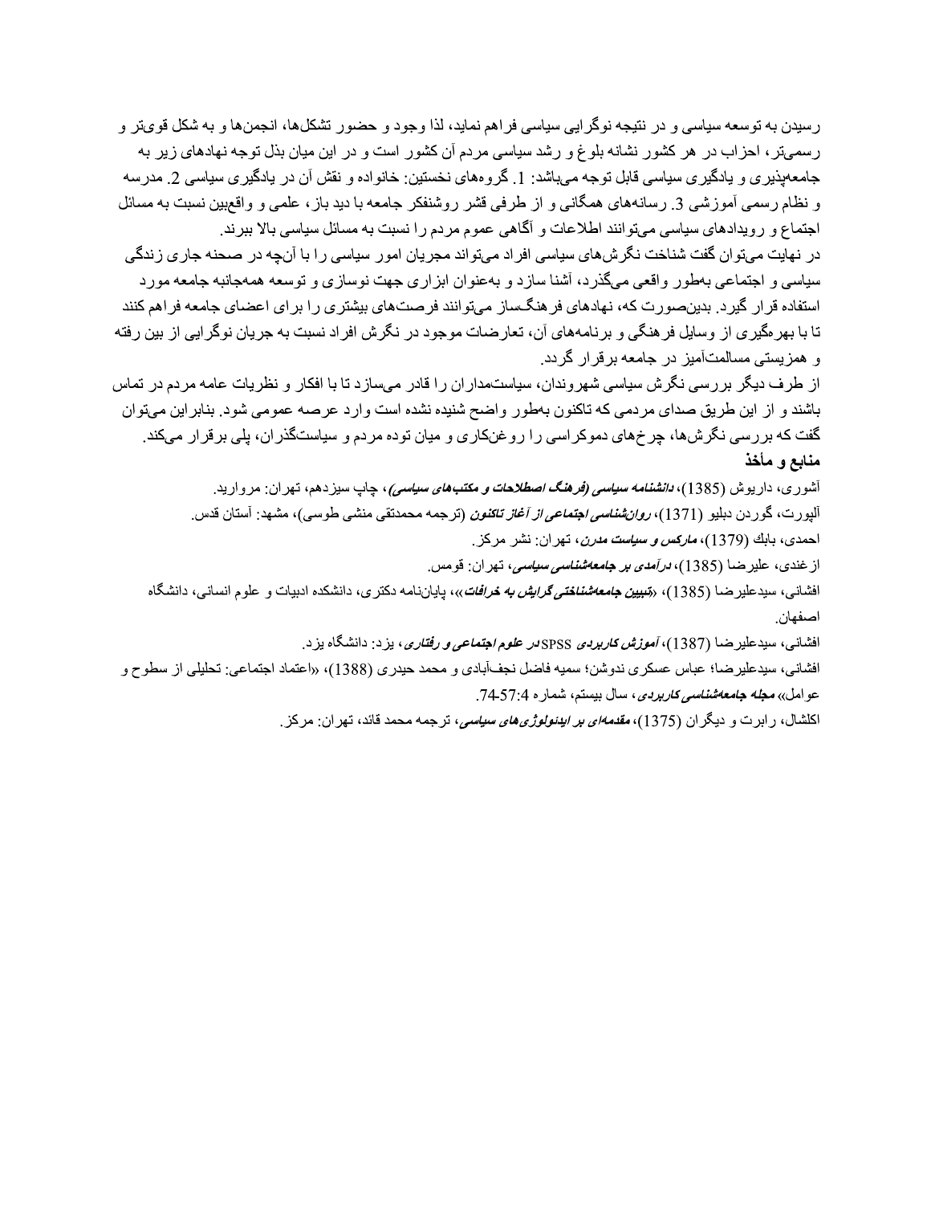رسیدن به توسعه سیاسی و در نتیجه نوگرایی سیاسی فراهم نماید، لذا وجود و حضور تشکل‌ها، انجمن‌ها و به شکل قوی‌تر و رسمی‌تر، احزاب در هر کشور نشانه بلوغ و رشد سیاسی مردم آن کشور است و در این میان بذل توجه نهادهای زیر به جامعه‌پذیری و یادگیری سیاسی قابل توجه می‌باشد: 1. گروه‌های نخستین: خانواده و نقش آن در یادگیری سیاسی 2. مدرسه و نظام رسمی آموزشی 3. رسانه‌های همگانی و از طرفی قشر روشنفکر جامعه با دید باز، علمی و واقع‌بین نسبت به مسائل اجتماع و رویدادهای سیاسی می‌توانند اطلاعات و آگاهی عموم مردم را نسبت به مسائل سیاسی بالا ببرند.

در نهایت می‌توان گفت شناخت نگرش‌های سیاسی افراد می‌تواند مجریان امور سیاسی را با آن‌چه در صحنه جاری زندگی سیاسی و اجتماعی به‌طور واقعی می‌گذرد، آشنا سازد و به‌عنوان ابزاری جهت نوسازی و توسعه همه‌جانبه جامعه مورد استفاده قرار گیرد. بدین‌صورت که، نهادهای فرهنگ‌ساز می‌توانند فرصت‌های بیشتری را برای اعضای جامعه فراهم کنند تا با بهره‌گیری از وسایل فرهنگی و برنامه‌های آن، تعارضات موجود در نگرش افراد نسبت به جریان نوگرایی از بین رفته و همزیستی مسالمت‌آمیز در جامعه برقرار گردد.

از طرف دیگر بررسی نگرش سیاسی شهروندان، سیاست‌مداران را قادر می‌سازد تا با افکار و نظریات عامه مردم در تماس باشند و از این طریق صدای مردمی که تاکنون به‌طور واضح شنیده نشده است وارد عرصه عمومی شود. بنابراین می‌توان گفت که بررسی نگرش‌ها، چرخ‌های دموکراسی را روغن‌کاری و میان توده مردم و سیاست‌گذاران، پلی برقرار می‌کند.

## منابع و مأخذ

آشوری، داریوش (1385)، ***دانشنامه سیاسی (فرهنگ اصطلاحات و مکتب‌های سیاسی)***، چاپ سیزدهم، تهران: مروارید.

آلپورت، گوردن دبلیو (1371)، ***روان‌شناسی اجتماعی از آغاز تاکنون*** (ترجمه محمدتقی منشی طوسی)، مشهد: آستان قدس.

احمدی، بابك (1379)، ***مارکس و سیاست مدرن***، تهران: نشر مرکز.

ازغندی، علیرضا (1385)، ***درآمدی بر جامعه‌شناسی سیاسی***، تهران: قومس.

افشانی، سیدعلیرضا (1385)، «***تبیین جامعه‌شناختی گرایش به خرافات***»، پایان‌نامه دکتری، دانشکده ادبیات و علوم انسانی، دانشگاه اصفهان.

افشانی، سیدعلیرضا (1387)، ***آموزش کاربردی*** SPSS ***در علوم اجتماعی و رفتاری***، یزد: دانشگاه یزد.

افشانی، سیدعلیرضا؛ عباس عسکری ندوشن؛ سمیه فاضل نجف‌آبادی و محمد حیدری (1388)، «اعتماد اجتماعی: تحلیلی از سطوح و عوامل» ***مجله جامعه‌شناسی کاربردی***، سال بیستم، شماره 4:57-74.

اکلشال، رابرت و دیگران (1375)، ***مقدمه‌ای بر ایدئولوژی‌های سیاسی***، ترجمه محمد قائد، تهران: مرکز.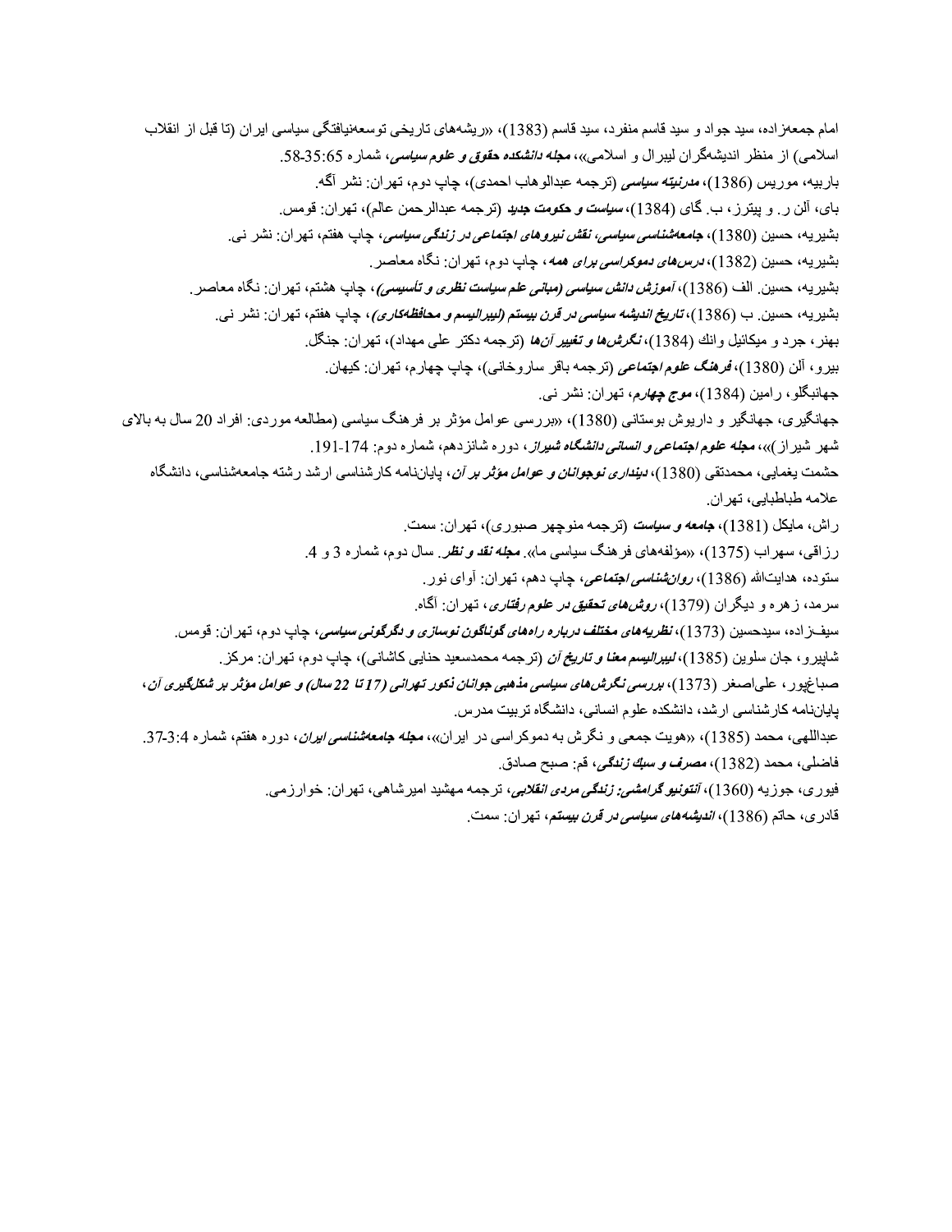امام جمعه‌زاده، سید جواد و سید قاسم منفرد، سید قاسم (1383)، «ریشه‌های تاریخی توسعه‌نیافتگی سیاسی ایران (تا قبل از انقلاب اسلامی) از منظر اندیشه‌گران لیبرال و اسلامی»، ***مجله دانشکده حقوق و علوم سیاسی***، شماره 65:35-58.

باربیه، موریس (1386)، ***مدرنیته سیاسی*** (ترجمه عبدالوهاب احمدی)، چاپ دوم، تهران: نشر آگه.

بای، آلن ر. و پیترز، ب. گای (1384)، ***سیاست و حکومت جدید*** (ترجمه عبدالرحمن عالم)، تهران: قومس.

بشیریه، حسین (1380)، ***جامعه‌شناسی سیاسی، نقش نیروهای اجتماعی در زندگی سیاسی***، چاپ هفتم، تهران: نشر نی.

بشیریه، حسین (1382)، ***درس‌های دموکراسی برای همه***، چاپ دوم، تهران: نگاه معاصر.

بشیریه، حسین. الف (1386)، ***آموزش دانش سیاسی (مبانی علم سیاست نظری و تأسیسی)***، چاپ هشتم، تهران: نگاه معاصر.

بشیریه، حسین. ب (1386)، ***تاریخ اندیشه سیاسی در قرن بیستم (لیبرالیسم و محافظه‌کاری)***، چاپ هفتم، تهران: نشر نی.

بهنر، جرد و میکائیل وانك (1384)، ***نگرش‌ها و تغییر آن‌ها*** (ترجمه دکتر علی مهداد)، تهران: جنگل.

بیرو، آلن (1380)، ***فرهنگ علوم اجتماعی*** (ترجمه باقر ساروخانی)، چاپ چهارم، تهران: کیهان.

جهانبگلو، رامین (1384)، ***موج چهارم***، تهران: نشر نی.

جهانگیری، جهانگیر و داریوش بوستانی (1380)، «بررسی عوامل مؤثر بر فرهنگ سیاسی (مطالعه موردی: افراد 20 سال به بالای شهر شیراز)»، ***مجله علوم اجتماعی و انسانی دانشگاه شیراز***، دوره شانزدهم، شماره دوم: 174-191.

حشمت یغمایی، محمدتقی (1380)، ***دینداری نوجوانان و عوامل مؤثر بر آن***، پایان‌نامه کارشناسی ارشد رشته جامعه‌شناسی، دانشگاه علامه طباطبایی، تهران.

راش، مایکل (1381)، ***جامعه و سیاست*** (ترجمه منوچهر صبوری)، تهران: سمت.

رزاقی، سهراب (1375)، «مؤلفه‌های فرهنگ سیاسی ما». ***مجله نقد و نظر***. سال دوم، شماره 3 و 4.

ستوده، هدایت‌الله (1386)، ***روان‌شناسی اجتماعی***، چاپ دهم، تهران: آوای نور.

سرمد، زهره و دیگران (1379)، ***روش‌های تحقیق در علوم رفتاری***، تهران: آگاه.

سیف‌زاده، سیدحسین (1373)، ***نظریه‌های مختلف درباره راه‌های گوناگون نوسازی و دگرگونی سیاسی***، چاپ دوم، تهران: قومس.

شاپیرو، جان سلوین (1385)، ***لیبرالیسم معنا و تاریخ آن*** (ترجمه محمدسعید حنایی کاشانی)، چاپ دوم، تهران: مرکز.

صباغ‌پور، علی‌اصغر (1373)، ***بررسی نگرش‌های سیاسی مذهبی جوانان ذکور تهرانی (17 تا 22 سال) و عوامل مؤثر بر شکل‌گیری آن***، پایان‌نامه کارشناسی ارشد، دانشکده علوم انسانی، دانشگاه تربیت مدرس.

عبداللهی، محمد (1385)، «هویت جمعی و نگرش به دموکراسی در ایران»، ***مجله جامعه‌شناسی ایران***، دوره هفتم، شماره 4:3-37.

فاضلی، محمد (1382)، ***مصرف و سبك زندگی***، قم: صبح صادق.

فیوری، جوزپه (1360)، ***آنتونیو گرامشی: زندگی مردی انقلابی***، ترجمه مهشید امیرشاهی، تهران: خوارزمی.

قادری، حاتم (1386)، ***اندیشه‌های سیاسی در قرن بیستم***، تهران: سمت.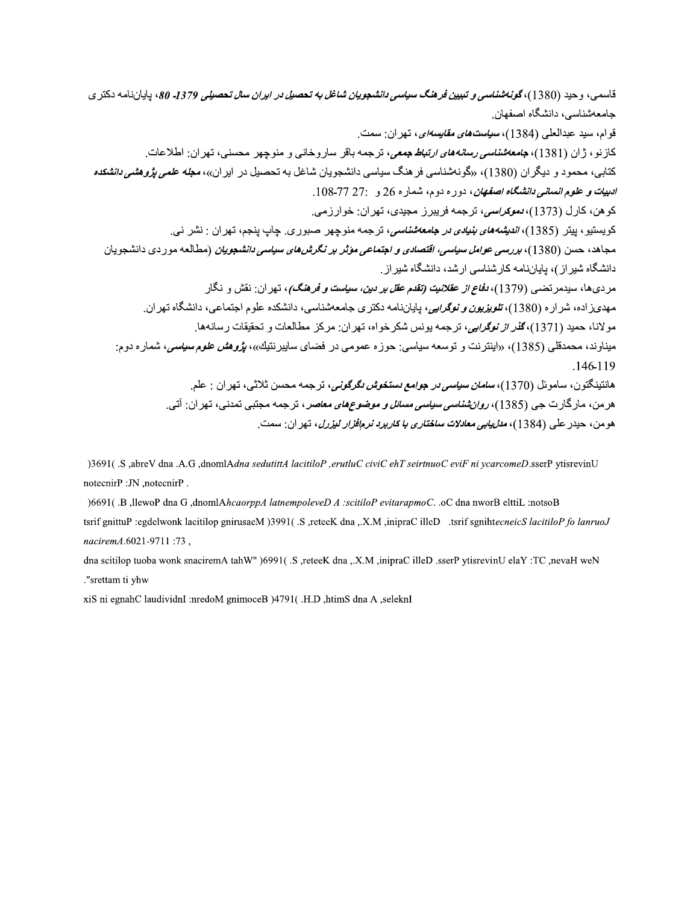قاسمی، وحید (1380)، ***گونه‌شناسی و تبیین فرهنگ سیاسی دانشجویان شاغل به تحصیل در ایران سال تحصیلی 1379- 80***، پایان‌نامه دکتری جامعه‌شناسی، دانشگاه اصفهان.

قوام، سید عبدالعلی (1384)، ***سیاست‌های مقایسه‌ای***، تهران: سمت.

کازنو، ژان (1381)، ***جامعه‌شناسی رسانه‌های ارتباط جمعی***، ترجمه باقر ساروخانی و منوچهر محسنی، تهران: اطلاعات.

کتابی، محمود و دیگران (1380)، «گونه‌شناسی فرهنگ سیاسی دانشجویان شاغل به تحصیل در ایران»، ***مجله علمی پژوهشی دانشکده ادبیات و علوم انسانی دانشگاه اصفهان***، دوره دوم، شماره 26 و 27: 77-108.

کوهن، کارل (1373)، ***دموکراسی***، ترجمه فریبرز مجیدی، تهران: خوارزمی.

کویستیو، پیتر (1385)، ***اندیشه‌های بنیادی در جامعه‌شناسی***، ترجمه منوچهر صبوری. چاپ پنجم، تهران : نشر نی.

مجاهد، حسن (1380)، ***بررسی عوامل سیاسی، اقتصادی و اجتماعی مؤثر بر نگرش‌های سیاسی دانشجویان*** (مطالعه موردی دانشجویان دانشگاه شیراز)، پایان‌نامه کارشناسی ارشد، دانشگاه شیراز.

مردی‌ها، سیدمرتضی (1379)، ***دفاع از عقلانیت (تقدم عقل بر دین، سیاست و فرهنگ)***، تهران: نقش و نگار

مهدی‌زاده، شراره (1380)، ***تلویزیون و نوگرایی***، پایان‌نامه دکتری جامعه‌شناسی، دانشکده علوم اجتماعی، دانشگاه تهران.

مولانا، حمید (1371)، ***گذر از نوگرایی***، ترجمه یونس شکرخواه، تهران: مرکز مطالعات و تحقیقات رسانه‌ها.

میناوند، محمدقلی (1385)، «اینترنت و توسعه سیاسی: حوزه عمومی در فضای سایبرنتیك»، ***پژوهش علوم سیاسی***، شماره دوم: 119-146.

هانتینگتون، ساموئل (1370)، ***سامان سیاسی در جوامع دستخوش دگرگونی***، ترجمه محسن ثلاثی، تهران : علم.

هرمن، مارگارت جی (1385)، ***روان‌شناسی سیاسی مسائل و موضوع‌های معاصر***، ترجمه مجتبی تمدنی، تهران: آتی.

هومن، حیدرعلی (1384)، ***مدل‌یابی معادلات ساختاری با کاربرد نرم‌افزار لیزرل***، تهران: سمت.

)3691( .S ,abreV dna .A.G ,dnomlA*dna sedutittA lacitiloP ,erutluC civiC ehT seirtnuoC eviF ni ycarcomeD*.sserP ytisrevinU notecnirP :JN ,notecnirP .

)6691( .B ,llewoP dna G ,dnomlA*hcaorppA latnempoleveD A :scitiloP evitarapmoC*. .oC dna nworB elttiL :notsoB

tsrif gnittuP :egdelwonk lacitilop gnirusaeM )3991( .S ,reteeK dna ,.X.M ,inipraC illeD .tsrif sgniht*ecneicS lacitiloP fo lanruoJ naciremA*.6021-9711 :73 ,

dna scitilop tuoba wonk snaciremA tahW" )6991( .S ,reteeK dna ,.X.M ,inipraC illeD .sserP ytisrevinU elaY :TC ,nevaH weN ."srettam ti yhw

xiS ni egnahC laudividnI :nredoM gnimoceB )4791( .H.D ,htimS dna A ,seleknI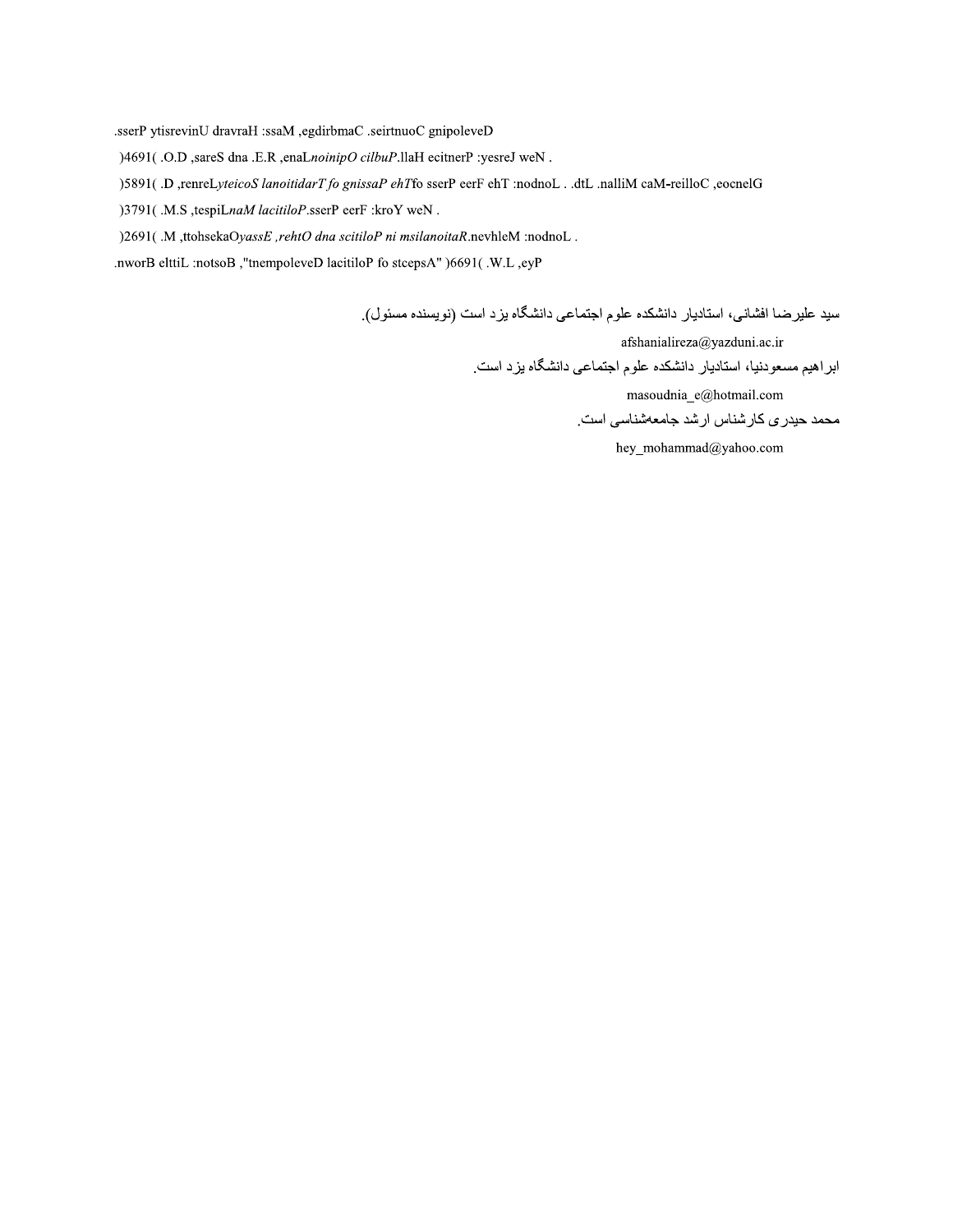.sserP ytisrevinU dravraH :ssaM ,egdirbmaC .seirtnuoC gnipoleveD

)4691( .O.D ,sareS dna .E.R ,enaL*noinipO cilbuP*.llaH ecitnerP :yesreJ weN .

)5891( .D ,renreL*yteicoS lanoitidarT fo gnissaP ehT*fo sserP eerF ehT :nodnoL . .dtL .nalliM caM-reilloC ,eocnelG

)3791( .M.S ,tespiL*naM lacitiloP*.sserP eerF :kroY weN .

)2691( .M ,ttohsekaO*yassE ,rehtO dna scitiloP ni msilanoitaR*.nevhleM :nodnoL .

.nworB elttiL :notsoB ,"tnempoleveD lacitiloP fo stcepsA" )6691( .W.L ,eyP

سید علیرضا افشانی، استادیار دانشکده علوم اجتماعی دانشگاه یزد است (نویسنده مسئول).

afshanialireza@yazduni.ac.ir

ابراهیم مسعودنیا، استادیار دانشکده علوم اجتماعی دانشگاه یزد است.

masoudnia_e@hotmail.com

محمد حیدری کارشناس ارشد جامعه‌شناسی است.

hey_mohammad@yahoo.com